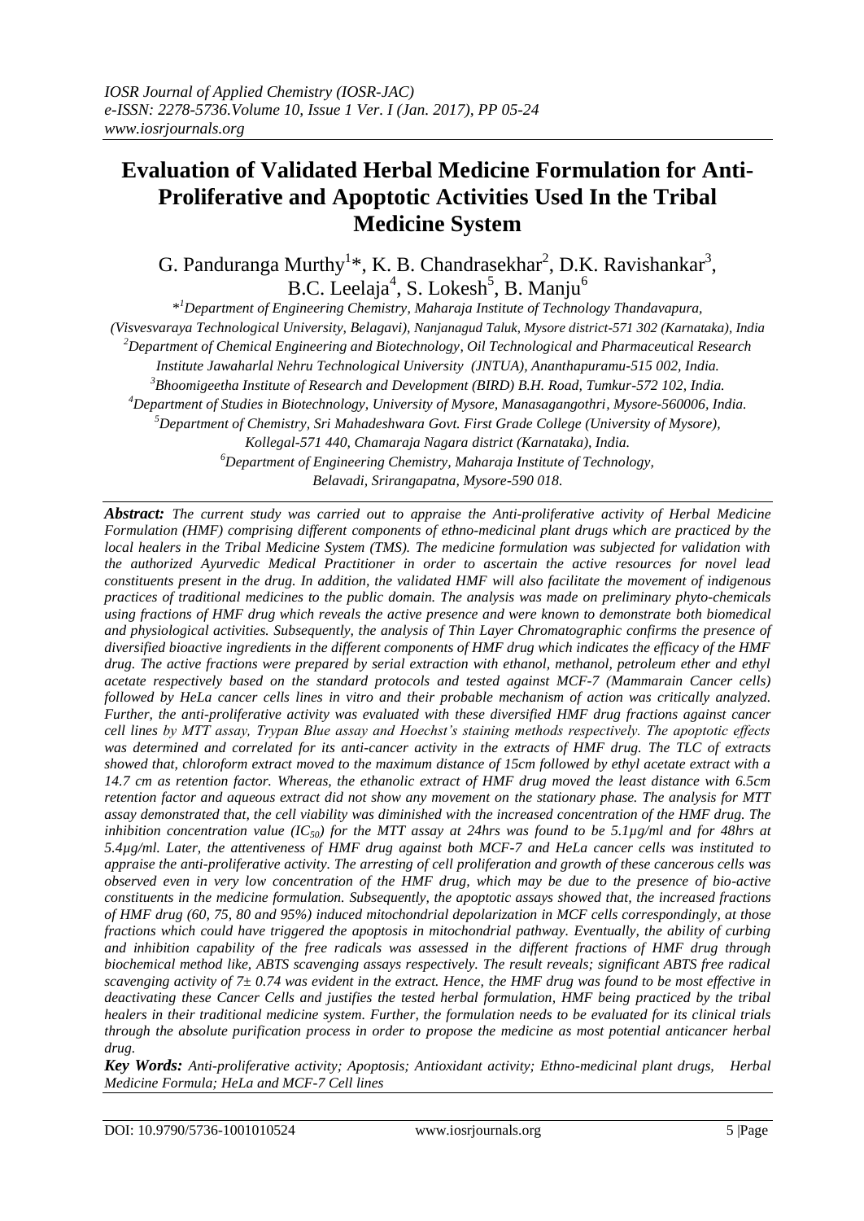IOSR Journal of Applied Chemistry (IOSR-JAC)
e-ISSN: 2278-5736.Volume 10, Issue 1 Ver. I (Jan. 2017), PP 05-24
www.iosrjournals.org

# Evaluation of Validated Herbal Medicine Formulation for Anti-Proliferative and Apoptotic Activities Used In the Tribal Medicine System

G. Panduranga Murthy[1]*, K. B. Chandrasekhar[2], D.K. Ravishankar[3], B.C. Leelaja[4], S. Lokesh[5], B. Manju[6]

*[1]Department of Engineering Chemistry, Maharaja Institute of Technology Thandavapura, (Visvesvaraya Technological University, Belagavi), Nanjanagud Taluk, Mysore district-571 302 (Karnataka), India

[2]Department of Chemical Engineering and Biotechnology, Oil Technological and Pharmaceutical Research Institute Jawaharlal Nehru Technological University (JNTUA), Ananthapuramu-515 002, India.

[3]Bhoomigeetha Institute of Research and Development (BIRD) B.H. Road, Tumkur-572 102, India.

[4]Department of Studies in Biotechnology, University of Mysore, Manasagangothri, Mysore-560006, India.

[5]Department of Chemistry, Sri Mahadeshwara Govt. First Grade College (University of Mysore), Kollegal-571 440, Chamaraja Nagara district (Karnataka), India.

[6]Department of Engineering Chemistry, Maharaja Institute of Technology, Belavadi, Srirangapatna, Mysore-590 018.

***Abstract:*** *The current study was carried out to appraise the Anti-proliferative activity of Herbal Medicine Formulation (HMF) comprising different components of ethno-medicinal plant drugs which are practiced by the local healers in the Tribal Medicine System (TMS). The medicine formulation was subjected for validation with the authorized Ayurvedic Medical Practitioner in order to ascertain the active resources for novel lead constituents present in the drug. In addition, the validated HMF will also facilitate the movement of indigenous practices of traditional medicines to the public domain. The analysis was made on preliminary phyto-chemicals using fractions of HMF drug which reveals the active presence and were known to demonstrate both biomedical and physiological activities. Subsequently, the analysis of Thin Layer Chromatographic confirms the presence of diversified bioactive ingredients in the different components of HMF drug which indicates the efficacy of the HMF drug. The active fractions were prepared by serial extraction with ethanol, methanol, petroleum ether and ethyl acetate respectively based on the standard protocols and tested against MCF-7 (Mammarain Cancer cells) followed by HeLa cancer cells lines in vitro and their probable mechanism of action was critically analyzed. Further, the anti-proliferative activity was evaluated with these diversified HMF drug fractions against cancer cell lines by MTT assay, Trypan Blue assay and Hoechst's staining methods respectively. The apoptotic effects was determined and correlated for its anti-cancer activity in the extracts of HMF drug. The TLC of extracts showed that, chloroform extract moved to the maximum distance of 15cm followed by ethyl acetate extract with a 14.7 cm as retention factor. Whereas, the ethanolic extract of HMF drug moved the least distance with 6.5cm retention factor and aqueous extract did not show any movement on the stationary phase. The analysis for MTT assay demonstrated that, the cell viability was diminished with the increased concentration of the HMF drug. The inhibition concentration value ($IC_{50}$) for the MTT assay at 24hrs was found to be 5.1µg/ml and for 48hrs at 5.4µg/ml. Later, the attentiveness of HMF drug against both MCF-7 and HeLa cancer cells was instituted to appraise the anti-proliferative activity. The arresting of cell proliferation and growth of these cancerous cells was observed even in very low concentration of the HMF drug, which may be due to the presence of bio-active constituents in the medicine formulation. Subsequently, the apoptotic assays showed that, the increased fractions of HMF drug (60, 75, 80 and 95%) induced mitochondrial depolarization in MCF cells correspondingly, at those fractions which could have triggered the apoptosis in mitochondrial pathway. Eventually, the ability of curbing and inhibition capability of the free radicals was assessed in the different fractions of HMF drug through biochemical method like, ABTS scavenging assays respectively. The result reveals; significant ABTS free radical scavenging activity of 7± 0.74 was evident in the extract. Hence, the HMF drug was found to be most effective in deactivating these Cancer Cells and justifies the tested herbal formulation, HMF being practiced by the tribal healers in their traditional medicine system. Further, the formulation needs to be evaluated for its clinical trials through the absolute purification process in order to propose the medicine as most potential anticancer herbal drug.*

***Key Words:*** *Anti-proliferative activity; Apoptosis; Antioxidant activity; Ethno-medicinal plant drugs, Herbal Medicine Formula; HeLa and MCF-7 Cell lines*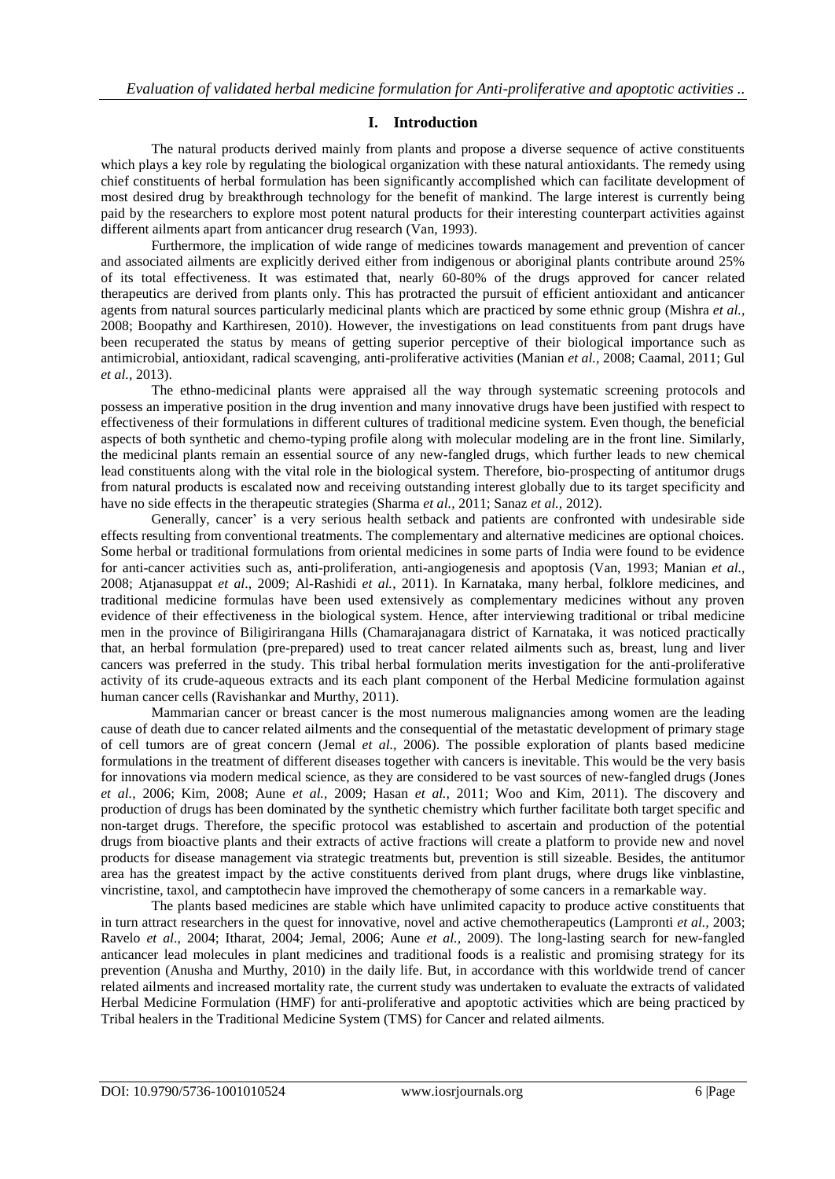## I. Introduction

The natural products derived mainly from plants and propose a diverse sequence of active constituents which plays a key role by regulating the biological organization with these natural antioxidants. The remedy using chief constituents of herbal formulation has been significantly accomplished which can facilitate development of most desired drug by breakthrough technology for the benefit of mankind. The large interest is currently being paid by the researchers to explore most potent natural products for their interesting counterpart activities against different ailments apart from anticancer drug research (Van, 1993).

Furthermore, the implication of wide range of medicines towards management and prevention of cancer and associated ailments are explicitly derived either from indigenous or aboriginal plants contribute around 25% of its total effectiveness. It was estimated that, nearly 60-80% of the drugs approved for cancer related therapeutics are derived from plants only. This has protracted the pursuit of efficient antioxidant and anticancer agents from natural sources particularly medicinal plants which are practiced by some ethnic group (Mishra *et al.,* 2008; Boopathy and Karthiresen, 2010). However, the investigations on lead constituents from pant drugs have been recuperated the status by means of getting superior perceptive of their biological importance such as antimicrobial, antioxidant, radical scavenging, anti-proliferative activities (Manian *et al.,* 2008; Caamal, 2011; Gul *et al.,* 2013).

The ethno-medicinal plants were appraised all the way through systematic screening protocols and possess an imperative position in the drug invention and many innovative drugs have been justified with respect to effectiveness of their formulations in different cultures of traditional medicine system. Even though, the beneficial aspects of both synthetic and chemo-typing profile along with molecular modeling are in the front line. Similarly, the medicinal plants remain an essential source of any new-fangled drugs, which further leads to new chemical lead constituents along with the vital role in the biological system. Therefore, bio-prospecting of antitumor drugs from natural products is escalated now and receiving outstanding interest globally due to its target specificity and have no side effects in the therapeutic strategies (Sharma *et al.,* 2011; Sanaz *et al.,* 2012).

Generally, cancer' is a very serious health setback and patients are confronted with undesirable side effects resulting from conventional treatments. The complementary and alternative medicines are optional choices. Some herbal or traditional formulations from oriental medicines in some parts of India were found to be evidence for anti-cancer activities such as, anti-proliferation, anti-angiogenesis and apoptosis (Van, 1993; Manian *et al.,* 2008; Atjanasuppat *et al*., 2009; Al-Rashidi *et al.*, 2011). In Karnataka, many herbal, folklore medicines, and traditional medicine formulas have been used extensively as complementary medicines without any proven evidence of their effectiveness in the biological system. Hence, after interviewing traditional or tribal medicine men in the province of Biligirirangana Hills (Chamarajanagara district of Karnataka, it was noticed practically that, an herbal formulation (pre-prepared) used to treat cancer related ailments such as, breast, lung and liver cancers was preferred in the study. This tribal herbal formulation merits investigation for the anti-proliferative activity of its crude-aqueous extracts and its each plant component of the Herbal Medicine formulation against human cancer cells (Ravishankar and Murthy, 2011).

Mammarian cancer or breast cancer is the most numerous malignancies among women are the leading cause of death due to cancer related ailments and the consequential of the metastatic development of primary stage of cell tumors are of great concern (Jemal *et al.,* 2006). The possible exploration of plants based medicine formulations in the treatment of different diseases together with cancers is inevitable. This would be the very basis for innovations via modern medical science, as they are considered to be vast sources of new-fangled drugs (Jones *et al.,* 2006; Kim, 2008; Aune *et al.,* 2009; Hasan *et al.,* 2011; Woo and Kim, 2011). The discovery and production of drugs has been dominated by the synthetic chemistry which further facilitate both target specific and non-target drugs. Therefore, the specific protocol was established to ascertain and production of the potential drugs from bioactive plants and their extracts of active fractions will create a platform to provide new and novel products for disease management via strategic treatments but, prevention is still sizeable. Besides, the antitumor area has the greatest impact by the active constituents derived from plant drugs, where drugs like vinblastine, vincristine, taxol, and camptothecin have improved the chemotherapy of some cancers in a remarkable way.

The plants based medicines are stable which have unlimited capacity to produce active constituents that in turn attract researchers in the quest for innovative, novel and active chemotherapeutics (Lampronti *et al.,* 2003; Ravelo *et al*., 2004; Itharat, 2004; Jemal, 2006; Aune *et al.,* 2009). The long-lasting search for new-fangled anticancer lead molecules in plant medicines and traditional foods is a realistic and promising strategy for its prevention (Anusha and Murthy, 2010) in the daily life. But, in accordance with this worldwide trend of cancer related ailments and increased mortality rate, the current study was undertaken to evaluate the extracts of validated Herbal Medicine Formulation (HMF) for anti-proliferative and apoptotic activities which are being practiced by Tribal healers in the Traditional Medicine System (TMS) for Cancer and related ailments.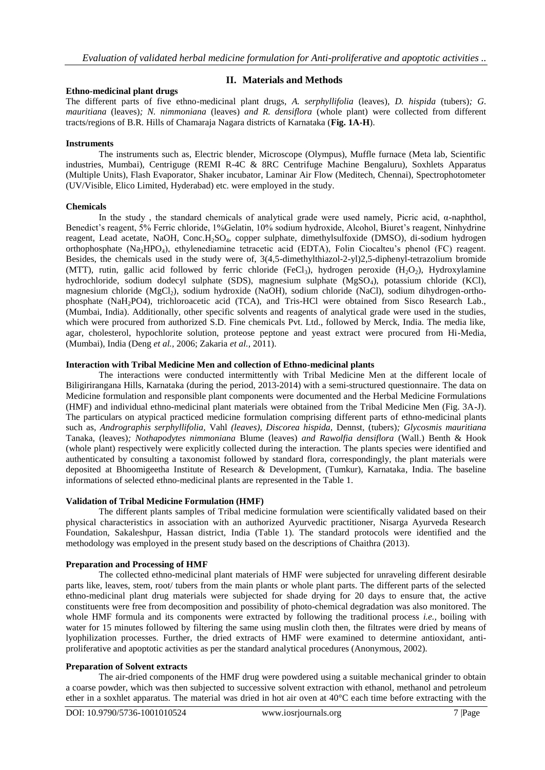## II. Materials and Methods

### Ethno-medicinal plant drugs

The different parts of five ethno-medicinal plant drugs, *A. serphyllifolia* (leaves), *D. hispida* (tubers)*; G. mauritiana* (leaves)*; N. nimmoniana* (leaves) *and R. densiflora* (whole plant) were collected from different tracts/regions of B.R. Hills of Chamaraja Nagara districts of Karnataka (**Fig. 1A-H**).

### Instruments

The instruments such as, Electric blender, Microscope (Olympus), Muffle furnace (Meta lab, Scientific industries, Mumbai), Centriguge (REMI R-4C & 8RC Centrifuge Machine Bengaluru), Soxhlets Apparatus (Multiple Units), Flash Evaporator, Shaker incubator, Laminar Air Flow (Meditech, Chennai), Spectrophotometer (UV/Visible, Elico Limited, Hyderabad) etc. were employed in the study.

### Chemicals

In the study , the standard chemicals of analytical grade were used namely, Picric acid, α-naphthol, Benedict's reagent, 5% Ferric chloride, 1%Gelatin, 10% sodium hydroxide, Alcohol, Biuret's reagent, Ninhydrine reagent, Lead acetate, NaOH, Conc.$H_2SO_4$, copper sulphate, dimethylsulfoxide (DMSO), di-sodium hydrogen orthophosphate ($Na_2HPO_4$), ethylenediamine tetracetic acid (EDTA), Folin Ciocalteu's phenol (FC) reagent. Besides, the chemicals used in the study were of, 3(4,5-dimethylthiazol-2-yl)2,5-diphenyl-tetrazolium bromide (MTT), rutin, gallic acid followed by ferric chloride ($FeCl_3$), hydrogen peroxide ($H_2O_2$), Hydroxylamine hydrochloride, sodium dodecyl sulphate (SDS), magnesium sulphate ($MgSO_4$), potassium chloride (KCl), magnesium chloride ($MgCl_2$), sodium hydroxide (NaOH), sodium chloride (NaCl), sodium dihydrogen-ortho-phosphate ($NaH_2PO4$), trichloroacetic acid (TCA), and Tris-HCl were obtained from Sisco Research Lab., (Mumbai, India). Additionally, other specific solvents and reagents of analytical grade were used in the studies, which were procured from authorized S.D. Fine chemicals Pvt. Ltd., followed by Merck, India. The media like, agar, cholesterol, hypochlorite solution, proteose peptone and yeast extract were procured from Hi-Media, (Mumbai), India (Deng *et al.,* 2006; Zakaria *et al.,* 2011).

### Interaction with Tribal Medicine Men and collection of Ethno-medicinal plants

The interactions were conducted intermittently with Tribal Medicine Men at the different locale of Biligirirangana Hills, Karnataka (during the period, 2013-2014) with a semi-structured questionnaire. The data on Medicine formulation and responsible plant components were documented and the Herbal Medicine Formulations (HMF) and individual ethno-medicinal plant materials were obtained from the Tribal Medicine Men (Fig. 3A-J). The particulars on atypical practiced medicine formulation comprising different parts of ethno-medicinal plants such as, *Andrographis serphyllifolia,* Vahl *(leaves), Discorea hispida,* Dennst, (tubers)*; Glycosmis mauritiana* Tanaka, (leaves)*; Nothapodytes nimmoniana* Blume (leaves) *and Rawolfia densiflora* (Wall.) Benth & Hook (whole plant) respectively were explicitly collected during the interaction. The plants species were identified and authenticated by consulting a taxonomist followed by standard flora, correspondingly, the plant materials were deposited at Bhoomigeetha Institute of Research & Development, (Tumkur), Karnataka, India. The baseline informations of selected ethno-medicinal plants are represented in the Table 1.

### Validation of Tribal Medicine Formulation (HMF)

The different plants samples of Tribal medicine formulation were scientifically validated based on their physical characteristics in association with an authorized Ayurvedic practitioner, Nisarga Ayurveda Research Foundation, Sakaleshpur, Hassan district, India (Table 1). The standard protocols were identified and the methodology was employed in the present study based on the descriptions of Chaithra (2013).

### Preparation and Processing of HMF

The collected ethno-medicinal plant materials of HMF were subjected for unraveling different desirable parts like, leaves, stem, root/ tubers from the main plants or whole plant parts. The different parts of the selected ethno-medicinal plant drug materials were subjected for shade drying for 20 days to ensure that, the active constituents were free from decomposition and possibility of photo-chemical degradation was also monitored. The whole HMF formula and its components were extracted by following the traditional process *i.e.,* boiling with water for 15 minutes followed by filtering the same using muslin cloth then, the filtrates were dried by means of lyophilization processes. Further, the dried extracts of HMF were examined to determine antioxidant, anti-proliferative and apoptotic activities as per the standard analytical procedures (Anonymous, 2002).

### Preparation of Solvent extracts

The air-dried components of the HMF drug were powdered using a suitable mechanical grinder to obtain a coarse powder, which was then subjected to successive solvent extraction with ethanol, methanol and petroleum ether in a soxhlet apparatus. The material was dried in hot air oven at 40°C each time before extracting with the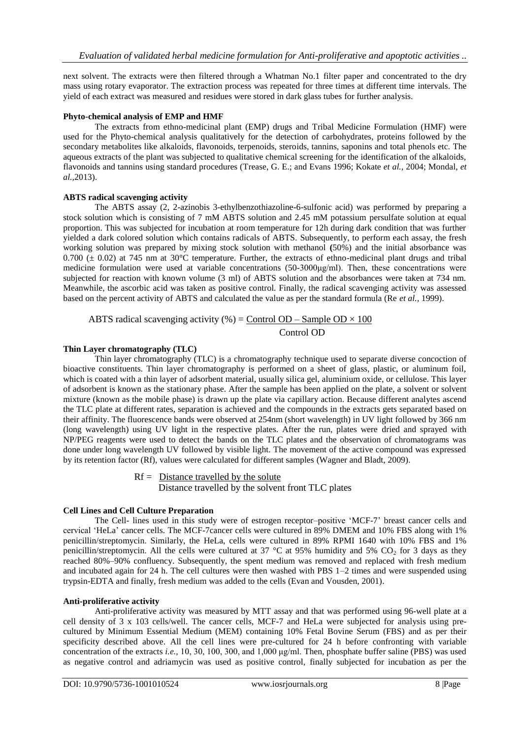next solvent. The extracts were then filtered through a Whatman No.1 filter paper and concentrated to the dry mass using rotary evaporator. The extraction process was repeated for three times at different time intervals. The yield of each extract was measured and residues were stored in dark glass tubes for further analysis.

**Phyto-chemical analysis of EMP and HMF**

The extracts from ethno-medicinal plant (EMP) drugs and Tribal Medicine Formulation (HMF) were used for the Phyto-chemical analysis qualitatively for the detection of carbohydrates, proteins followed by the secondary metabolites like alkaloids, flavonoids, terpenoids, steroids, tannins, saponins and total phenols etc. The aqueous extracts of the plant was subjected to qualitative chemical screening for the identification of the alkaloids, flavonoids and tannins using standard procedures (Trease, G. E.; and Evans 1996; Kokate *et al.,* 2004; Mondal, *et al.,*2013).

**ABTS radical scavenging activity**

The ABTS assay (2, 2-azinobis 3-ethylbenzothiazoline-6-sulfonic acid) was performed by preparing a stock solution which is consisting of 7 mM ABTS solution and 2.45 mM potassium persulfate solution at equal proportion. This was subjected for incubation at room temperature for 12h during dark condition that was further yielded a dark colored solution which contains radicals of ABTS. Subsequently, to perform each assay, the fresh working solution was prepared by mixing stock solution with methanol **(**50%) and the initial absorbance was 0.700 (± 0.02) at 745 nm at 30°C temperature. Further, the extracts of ethno-medicinal plant drugs and tribal medicine formulation were used at variable concentrations (50-3000µg/ml). Then, these concentrations were subjected for reaction with known volume (3 ml) of ABTS solution and the absorbances were taken at 734 nm. Meanwhile, the ascorbic acid was taken as positive control. Finally, the radical scavenging activity was assessed based on the percent activity of ABTS and calculated the value as per the standard formula (Re *et al.,* 1999).

$$\text{ABTS radical scavenging activity (\%)} = \frac{\text{Control OD} - \text{Sample OD} \times 100}{\text{Control OD}}$$

**Thin Layer chromatography (TLC)**

Thin layer chromatography (TLC) is a chromatography technique used to separate diverse concoction of bioactive constituents. Thin layer chromatography is performed on a sheet of glass, plastic, or aluminum foil, which is coated with a thin layer of adsorbent material, usually silica gel, aluminium oxide, or cellulose. This layer of adsorbent is known as the stationary phase. After the sample has been applied on the plate, a solvent or solvent mixture (known as the mobile phase) is drawn up the plate via capillary action. Because different analytes ascend the TLC plate at different rates, separation is achieved and the compounds in the extracts gets separated based on their affinity. The fluorescence bands were observed at 254nm (short wavelength) in UV light followed by 366 nm (long wavelength) using UV light in the respective plates. After the run, plates were dried and sprayed with NP/PEG reagents were used to detect the bands on the TLC plates and the observation of chromatograms was done under long wavelength UV followed by visible light. The movement of the active compound was expressed by its retention factor (Rf), values were calculated for different samples (Wagner and Bladt, 2009).

$$Rf = \frac{\text{Distance travelled by the solute}}{\text{Distance travelled by the solvent front TLC plates}}$$

**Cell Lines and Cell Culture Preparation**

The Cell- lines used in this study were of estrogen receptor–positive 'MCF-7' breast cancer cells and cervical 'HeLa' cancer cells. The MCF-7cancer cells were cultured in 89% DMEM and 10% FBS along with 1% penicillin/streptomycin. Similarly, the HeLa, cells were cultured in 89% RPMI 1640 with 10% FBS and 1% penicillin/streptomycin. All the cells were cultured at 37 °C at 95% humidity and 5% $CO_2$ for 3 days as they reached 80%–90% confluency. Subsequently, the spent medium was removed and replaced with fresh medium and incubated again for 24 h. The cell cultures were then washed with PBS 1–2 times and were suspended using trypsin-EDTA and finally, fresh medium was added to the cells (Evan and Vousden, 2001).

**Anti-proliferative activity**

Anti-proliferative activity was measured by MTT assay and that was performed using 96-well plate at a cell density of 3 x 103 cells/well. The cancer cells, MCF-7 and HeLa were subjected for analysis using pre-cultured by Minimum Essential Medium (MEM) containing 10% Fetal Bovine Serum (FBS) and as per their specificity described above. All the cell lines were pre-cultured for 24 h before confronting with variable concentration of the extracts *i.e.,* 10, 30, 100, 300, and 1,000 µg/ml. Then, phosphate buffer saline (PBS) was used as negative control and adriamycin was used as positive control, finally subjected for incubation as per the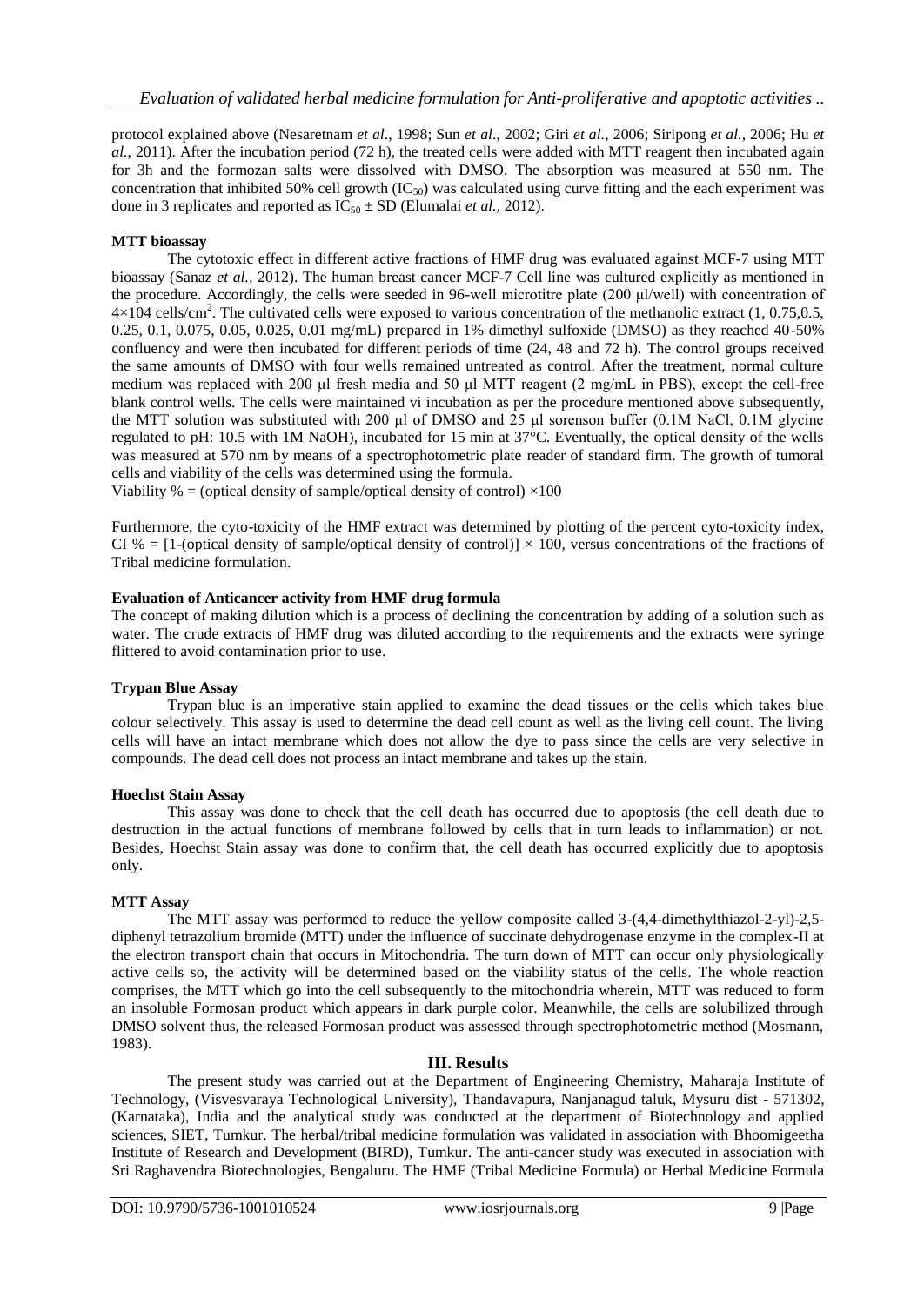protocol explained above (Nesaretnam *et al*., 1998; Sun *et al*., 2002; Giri *et al.*, 2006; Siripong *et al.*, 2006; Hu *et al.*, 2011). After the incubation period (72 h), the treated cells were added with MTT reagent then incubated again for 3h and the formozan salts were dissolved with DMSO. The absorption was measured at 550 nm. The concentration that inhibited 50% cell growth ($IC_{50}$) was calculated using curve fitting and the each experiment was done in 3 replicates and reported as $IC_{50} \pm SD$ (Elumalai *et al.*, 2012).

**MTT bioassay**

The cytotoxic effect in different active fractions of HMF drug was evaluated against MCF-7 using MTT bioassay (Sanaz *et al.*, 2012). The human breast cancer MCF-7 Cell line was cultured explicitly as mentioned in the procedure. Accordingly, the cells were seeded in 96-well microtitre plate (200 µl/well) with concentration of $4{\times}104$ cells/$cm^2$. The cultivated cells were exposed to various concentration of the methanolic extract (1, 0.75,0.5, 0.25, 0.1, 0.075, 0.05, 0.025, 0.01 mg/mL) prepared in 1% dimethyl sulfoxide (DMSO) as they reached 40-50% confluency and were then incubated for different periods of time (24, 48 and 72 h). The control groups received the same amounts of DMSO with four wells remained untreated as control. After the treatment, normal culture medium was replaced with 200 µl fresh media and 50 µl MTT reagent (2 mg/mL in PBS), except the cell-free blank control wells. The cells were maintained vi incubation as per the procedure mentioned above subsequently, the MTT solution was substituted with 200 µl of DMSO and 25 µl sorenson buffer (0.1M NaCl, 0.1M glycine regulated to pH: 10.5 with 1M NaOH), incubated for 15 min at 37°C. Eventually, the optical density of the wells was measured at 570 nm by means of a spectrophotometric plate reader of standard firm. The growth of tumoral cells and viability of the cells was determined using the formula.

Viability % = (optical density of sample/optical density of control) ×100

Furthermore, the cyto-toxicity of the HMF extract was determined by plotting of the percent cyto-toxicity index, CI % = [1-(optical density of sample/optical density of control)] × 100, versus concentrations of the fractions of Tribal medicine formulation.

**Evaluation of Anticancer activity from HMF drug formula**

The concept of making dilution which is a process of declining the concentration by adding of a solution such as water. The crude extracts of HMF drug was diluted according to the requirements and the extracts were syringe flittered to avoid contamination prior to use.

**Trypan Blue Assay**

Trypan blue is an imperative stain applied to examine the dead tissues or the cells which takes blue colour selectively. This assay is used to determine the dead cell count as well as the living cell count. The living cells will have an intact membrane which does not allow the dye to pass since the cells are very selective in compounds. The dead cell does not process an intact membrane and takes up the stain.

**Hoechst Stain Assay**

This assay was done to check that the cell death has occurred due to apoptosis (the cell death due to destruction in the actual functions of membrane followed by cells that in turn leads to inflammation) or not. Besides, Hoechst Stain assay was done to confirm that, the cell death has occurred explicitly due to apoptosis only.

**MTT Assay**

The MTT assay was performed to reduce the yellow composite called 3-(4,4-dimethylthiazol-2-yl)-2,5-diphenyl tetrazolium bromide (MTT) under the influence of succinate dehydrogenase enzyme in the complex-II at the electron transport chain that occurs in Mitochondria. The turn down of MTT can occur only physiologically active cells so, the activity will be determined based on the viability status of the cells. The whole reaction comprises, the MTT which go into the cell subsequently to the mitochondria wherein, MTT was reduced to form an insoluble Formosan product which appears in dark purple color. Meanwhile, the cells are solubilized through DMSO solvent thus, the released Formosan product was assessed through spectrophotometric method (Mosmann, 1983).

## III. Results

The present study was carried out at the Department of Engineering Chemistry, Maharaja Institute of Technology, (Visvesvaraya Technological University), Thandavapura, Nanjanagud taluk, Mysuru dist - 571302, (Karnataka), India and the analytical study was conducted at the department of Biotechnology and applied sciences, SIET, Tumkur. The herbal/tribal medicine formulation was validated in association with Bhoomigeetha Institute of Research and Development (BIRD), Tumkur. The anti-cancer study was executed in association with Sri Raghavendra Biotechnologies, Bengaluru. The HMF (Tribal Medicine Formula) or Herbal Medicine Formula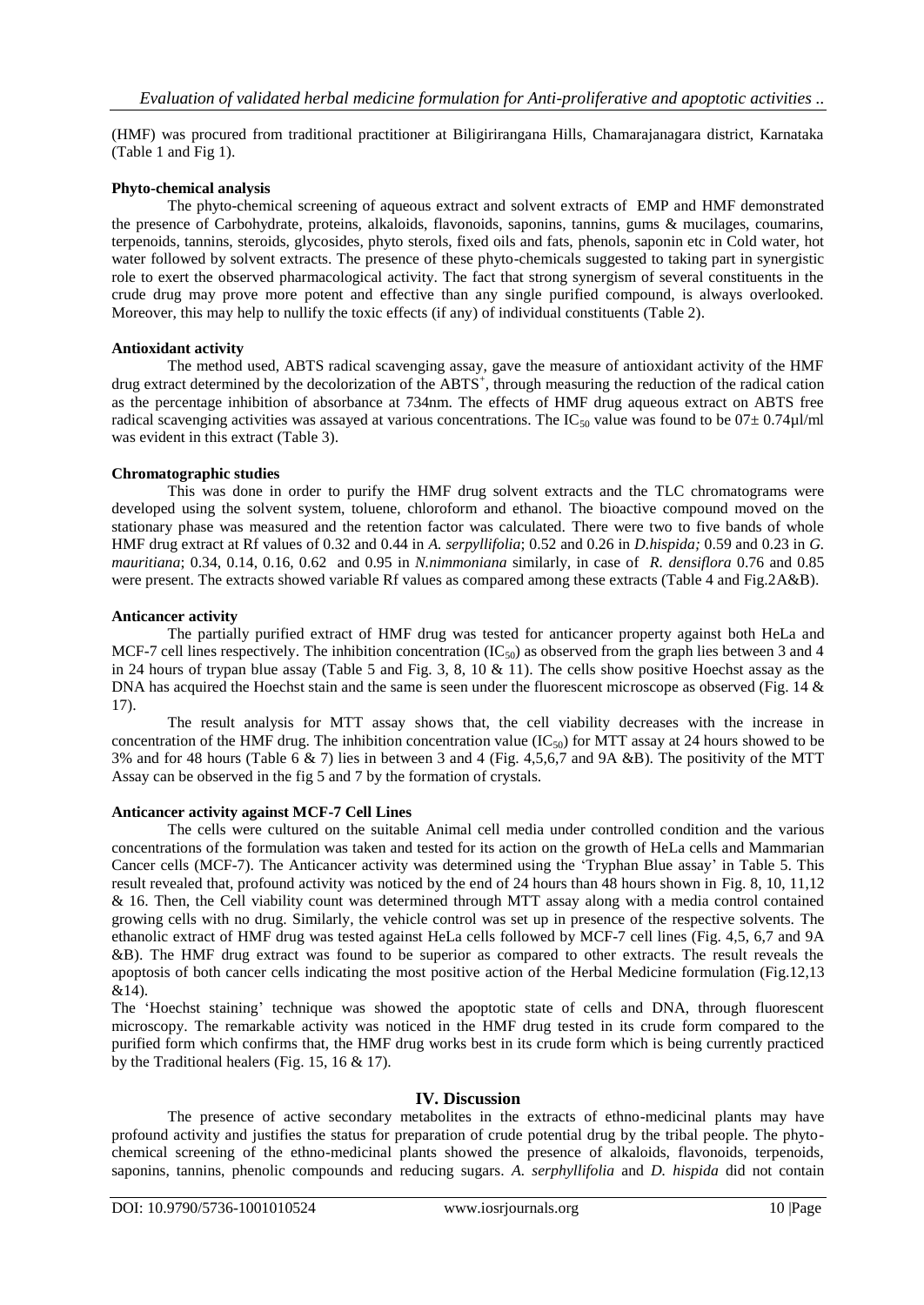(HMF) was procured from traditional practitioner at Biligirirangana Hills, Chamarajanagara district, Karnataka (Table 1 and Fig 1).

**Phyto-chemical analysis**

The phyto-chemical screening of aqueous extract and solvent extracts of EMP and HMF demonstrated the presence of Carbohydrate, proteins, alkaloids, flavonoids, saponins, tannins, gums & mucilages, coumarins, terpenoids, tannins, steroids, glycosides, phyto sterols, fixed oils and fats, phenols, saponin etc in Cold water, hot water followed by solvent extracts. The presence of these phyto-chemicals suggested to taking part in synergistic role to exert the observed pharmacological activity. The fact that strong synergism of several constituents in the crude drug may prove more potent and effective than any single purified compound, is always overlooked. Moreover, this may help to nullify the toxic effects (if any) of individual constituents (Table 2).

**Antioxidant activity**

The method used, ABTS radical scavenging assay, gave the measure of antioxidant activity of the HMF drug extract determined by the decolorization of the $ABTS^{+}$, through measuring the reduction of the radical cation as the percentage inhibition of absorbance at 734nm. The effects of HMF drug aqueous extract on ABTS free radical scavenging activities was assayed at various concentrations. The $IC_{50}$ value was found to be $07\pm 0.74$µl/ml was evident in this extract (Table 3).

**Chromatographic studies**

This was done in order to purify the HMF drug solvent extracts and the TLC chromatograms were developed using the solvent system, toluene, chloroform and ethanol. The bioactive compound moved on the stationary phase was measured and the retention factor was calculated. There were two to five bands of whole HMF drug extract at Rf values of 0.32 and 0.44 in *A. serpyllifolia*; 0.52 and 0.26 in *D.hispida;* 0.59 and 0.23 in *G. mauritiana*; 0.34, 0.14, 0.16, 0.62 and 0.95 in *N.nimmoniana* similarly, in case of *R. densiflora* 0.76 and 0.85 were present. The extracts showed variable Rf values as compared among these extracts (Table 4 and Fig.2A&B).

**Anticancer activity**

The partially purified extract of HMF drug was tested for anticancer property against both HeLa and MCF-7 cell lines respectively. The inhibition concentration ($IC_{50}$) as observed from the graph lies between 3 and 4 in 24 hours of trypan blue assay (Table 5 and Fig. 3, 8, 10 & 11). The cells show positive Hoechst assay as the DNA has acquired the Hoechst stain and the same is seen under the fluorescent microscope as observed (Fig. 14 & 17).

The result analysis for MTT assay shows that, the cell viability decreases with the increase in concentration of the HMF drug. The inhibition concentration value ($IC_{50}$) for MTT assay at 24 hours showed to be 3% and for 48 hours (Table 6 & 7) lies in between 3 and 4 (Fig. 4,5,6,7 and 9A &B). The positivity of the MTT Assay can be observed in the fig 5 and 7 by the formation of crystals.

**Anticancer activity against MCF-7 Cell Lines**

The cells were cultured on the suitable Animal cell media under controlled condition and the various concentrations of the formulation was taken and tested for its action on the growth of HeLa cells and Mammarian Cancer cells (MCF-7). The Anticancer activity was determined using the 'Tryphan Blue assay' in Table 5. This result revealed that, profound activity was noticed by the end of 24 hours than 48 hours shown in Fig. 8, 10, 11,12 & 16. Then, the Cell viability count was determined through MTT assay along with a media control contained growing cells with no drug. Similarly, the vehicle control was set up in presence of the respective solvents. The ethanolic extract of HMF drug was tested against HeLa cells followed by MCF-7 cell lines (Fig. 4,5, 6,7 and 9A &B). The HMF drug extract was found to be superior as compared to other extracts. The result reveals the apoptosis of both cancer cells indicating the most positive action of the Herbal Medicine formulation (Fig.12,13 &14).

The 'Hoechst staining' technique was showed the apoptotic state of cells and DNA, through fluorescent microscopy. The remarkable activity was noticed in the HMF drug tested in its crude form compared to the purified form which confirms that, the HMF drug works best in its crude form which is being currently practiced by the Traditional healers (Fig. 15, 16 & 17).

## IV. Discussion

The presence of active secondary metabolites in the extracts of ethno-medicinal plants may have profound activity and justifies the status for preparation of crude potential drug by the tribal people. The phyto-chemical screening of the ethno-medicinal plants showed the presence of alkaloids, flavonoids, terpenoids, saponins, tannins, phenolic compounds and reducing sugars. *A. serphyllifolia* and *D. hispida* did not contain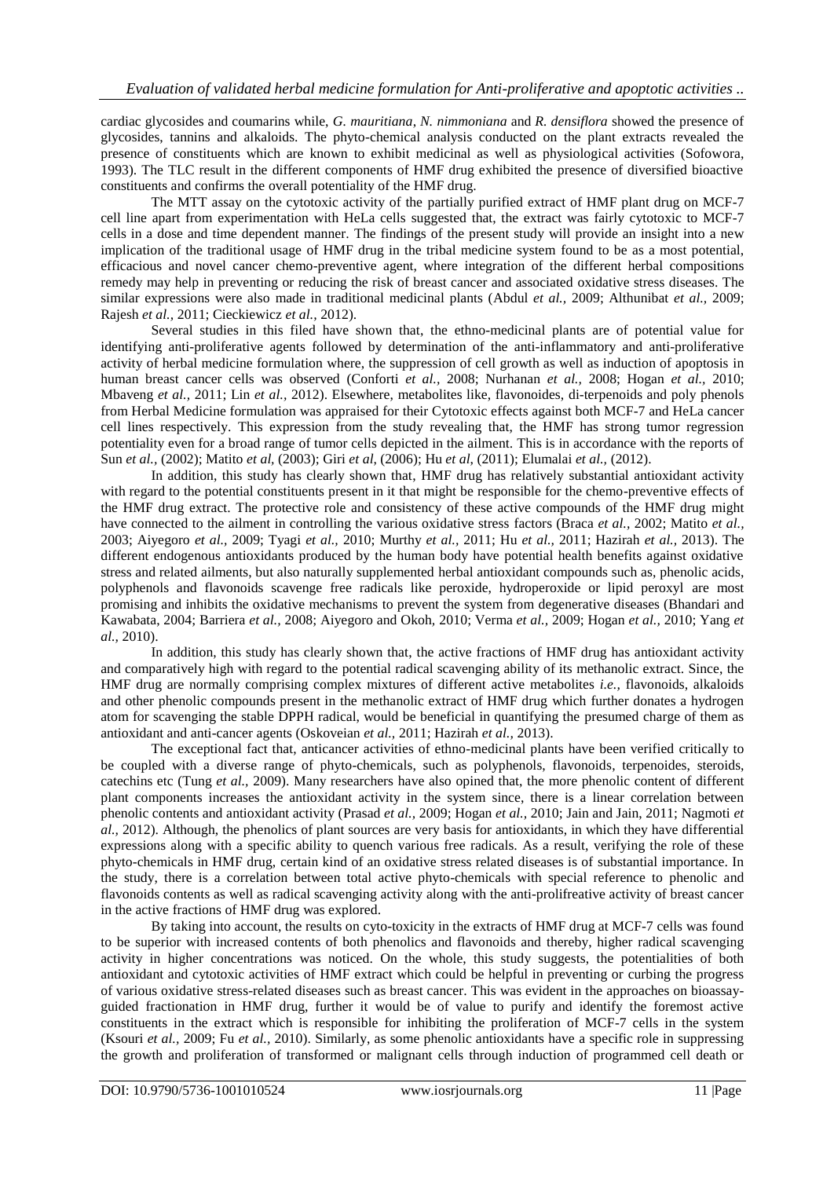cardiac glycosides and coumarins while, *G. mauritiana*, *N. nimmoniana* and *R. densiflora* showed the presence of glycosides, tannins and alkaloids. The phyto-chemical analysis conducted on the plant extracts revealed the presence of constituents which are known to exhibit medicinal as well as physiological activities (Sofowora, 1993). The TLC result in the different components of HMF drug exhibited the presence of diversified bioactive constituents and confirms the overall potentiality of the HMF drug.

The MTT assay on the cytotoxic activity of the partially purified extract of HMF plant drug on MCF-7 cell line apart from experimentation with HeLa cells suggested that, the extract was fairly cytotoxic to MCF-7 cells in a dose and time dependent manner. The findings of the present study will provide an insight into a new implication of the traditional usage of HMF drug in the tribal medicine system found to be as a most potential, efficacious and novel cancer chemo-preventive agent, where integration of the different herbal compositions remedy may help in preventing or reducing the risk of breast cancer and associated oxidative stress diseases. The similar expressions were also made in traditional medicinal plants (Abdul *et al.,* 2009; Althunibat *et al.,* 2009; Rajesh *et al.,* 2011; Cieckiewicz *et al.,* 2012).

Several studies in this filed have shown that, the ethno-medicinal plants are of potential value for identifying anti-proliferative agents followed by determination of the anti-inflammatory and anti-proliferative activity of herbal medicine formulation where, the suppression of cell growth as well as induction of apoptosis in human breast cancer cells was observed (Conforti *et al.,* 2008; Nurhanan *et al.,* 2008; Hogan *et al.,* 2010; Mbaveng *et al.,* 2011; Lin *et al.,* 2012). Elsewhere, metabolites like, flavonoides, di-terpenoids and poly phenols from Herbal Medicine formulation was appraised for their Cytotoxic effects against both MCF-7 and HeLa cancer cell lines respectively. This expression from the study revealing that, the HMF has strong tumor regression potentiality even for a broad range of tumor cells depicted in the ailment. This is in accordance with the reports of Sun *et al.,* (2002); Matito *et al,* (2003); Giri *et al,* (2006); Hu *et al,* (2011); Elumalai *et al.,* (2012).

In addition, this study has clearly shown that, HMF drug has relatively substantial antioxidant activity with regard to the potential constituents present in it that might be responsible for the chemo-preventive effects of the HMF drug extract. The protective role and consistency of these active compounds of the HMF drug might have connected to the ailment in controlling the various oxidative stress factors (Braca *et al.,* 2002; Matito *et al.,* 2003; Aiyegoro *et al.,* 2009; Tyagi *et al.,* 2010; Murthy *et al.,* 2011; Hu *et al.,* 2011; Hazirah *et al.,* 2013). The different endogenous antioxidants produced by the human body have potential health benefits against oxidative stress and related ailments, but also naturally supplemented herbal antioxidant compounds such as, phenolic acids, polyphenols and flavonoids scavenge free radicals like peroxide, hydroperoxide or lipid peroxyl are most promising and inhibits the oxidative mechanisms to prevent the system from degenerative diseases (Bhandari and Kawabata, 2004; Barriera *et al.,* 2008; Aiyegoro and Okoh, 2010; Verma *et al.,* 2009; Hogan *et al.,* 2010; Yang *et al.,* 2010).

In addition, this study has clearly shown that, the active fractions of HMF drug has antioxidant activity and comparatively high with regard to the potential radical scavenging ability of its methanolic extract. Since, the HMF drug are normally comprising complex mixtures of different active metabolites *i.e.,* flavonoids, alkaloids and other phenolic compounds present in the methanolic extract of HMF drug which further donates a hydrogen atom for scavenging the stable DPPH radical, would be beneficial in quantifying the presumed charge of them as antioxidant and anti-cancer agents (Oskoveian *et al.,* 2011; Hazirah *et al.,* 2013).

The exceptional fact that, anticancer activities of ethno-medicinal plants have been verified critically to be coupled with a diverse range of phyto-chemicals, such as polyphenols, flavonoids, terpenoides, steroids, catechins etc (Tung *et al.,* 2009). Many researchers have also opined that, the more phenolic content of different plant components increases the antioxidant activity in the system since, there is a linear correlation between phenolic contents and antioxidant activity (Prasad *et al.,* 2009; Hogan *et al.,* 2010; Jain and Jain, 2011; Nagmoti *et al.,* 2012). Although, the phenolics of plant sources are very basis for antioxidants, in which they have differential expressions along with a specific ability to quench various free radicals. As a result, verifying the role of these phyto-chemicals in HMF drug, certain kind of an oxidative stress related diseases is of substantial importance. In the study, there is a correlation between total active phyto-chemicals with special reference to phenolic and flavonoids contents as well as radical scavenging activity along with the anti-prolifreative activity of breast cancer in the active fractions of HMF drug was explored.

By taking into account, the results on cyto-toxicity in the extracts of HMF drug at MCF-7 cells was found to be superior with increased contents of both phenolics and flavonoids and thereby, higher radical scavenging activity in higher concentrations was noticed. On the whole, this study suggests, the potentialities of both antioxidant and cytotoxic activities of HMF extract which could be helpful in preventing or curbing the progress of various oxidative stress-related diseases such as breast cancer. This was evident in the approaches on bioassay-guided fractionation in HMF drug, further it would be of value to purify and identify the foremost active constituents in the extract which is responsible for inhibiting the proliferation of MCF-7 cells in the system (Ksouri *et al.,* 2009; Fu *et al.,* 2010). Similarly, as some phenolic antioxidants have a specific role in suppressing the growth and proliferation of transformed or malignant cells through induction of programmed cell death or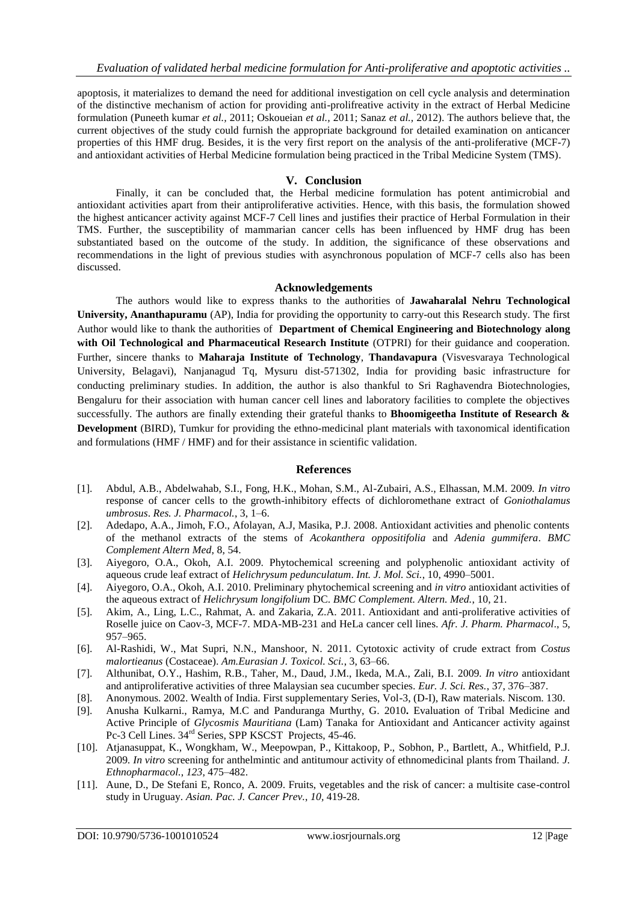apoptosis, it materializes to demand the need for additional investigation on cell cycle analysis and determination of the distinctive mechanism of action for providing anti-prolifreative activity in the extract of Herbal Medicine formulation (Puneeth kumar *et al.,* 2011; Oskoueian *et al.,* 2011; Sanaz *et al.,* 2012). The authors believe that, the current objectives of the study could furnish the appropriate background for detailed examination on anticancer properties of this HMF drug. Besides, it is the very first report on the analysis of the anti-proliferative (MCF-7) and antioxidant activities of Herbal Medicine formulation being practiced in the Tribal Medicine System (TMS).

## V. Conclusion

Finally, it can be concluded that, the Herbal medicine formulation has potent antimicrobial and antioxidant activities apart from their antiproliferative activities. Hence, with this basis, the formulation showed the highest anticancer activity against MCF-7 Cell lines and justifies their practice of Herbal Formulation in their TMS. Further, the susceptibility of mammarian cancer cells has been influenced by HMF drug has been substantiated based on the outcome of the study. In addition, the significance of these observations and recommendations in the light of previous studies with asynchronous population of MCF-7 cells also has been discussed.

## Acknowledgements

The authors would like to express thanks to the authorities of **Jawaharalal Nehru Technological University, Ananthapuramu** (AP), India for providing the opportunity to carry-out this Research study. The first Author would like to thank the authorities of **Department of Chemical Engineering and Biotechnology along with Oil Technological and Pharmaceutical Research Institute** (OTPRI) for their guidance and cooperation. Further, sincere thanks to **Maharaja Institute of Technology**, **Thandavapura** (Visvesvaraya Technological University, Belagavi), Nanjanagud Tq, Mysuru dist-571302, India for providing basic infrastructure for conducting preliminary studies. In addition, the author is also thankful to Sri Raghavendra Biotechnologies, Bengaluru for their association with human cancer cell lines and laboratory facilities to complete the objectives successfully. The authors are finally extending their grateful thanks to **Bhoomigeetha Institute of Research & Development** (BIRD), Tumkur for providing the ethno-medicinal plant materials with taxonomical identification and formulations (HMF / HMF) and for their assistance in scientific validation.

## References

[1]. Abdul, A.B., Abdelwahab, S.I., Fong, H.K., Mohan, S.M., Al-Zubairi, A.S., Elhassan, M.M. 2009. *In vitro* response of cancer cells to the growth-inhibitory effects of dichloromethane extract of *Goniothalamus umbrosus*. *Res. J. Pharmacol.*, 3, 1–6.

[2]. Adedapo, A.A., Jimoh, F.O., Afolayan, A.J, Masika, P.J. 2008. Antioxidant activities and phenolic contents of the methanol extracts of the stems of *Acokanthera oppositifolia* and *Adenia gummifera*. *BMC Complement Altern Med*, 8, 54.

[3]. Aiyegoro, O.A., Okoh, A.I. 2009. Phytochemical screening and polyphenolic antioxidant activity of aqueous crude leaf extract of *Helichrysum pedunculatum*. *Int. J. Mol. Sci.*, 10, 4990–5001.

[4]. Aiyegoro, O.A., Okoh, A.I. 2010. Preliminary phytochemical screening and *in vitro* antioxidant activities of the aqueous extract of *Helichrysum longifolium* DC. *BMC Complement. Altern. Med.*, 10, 21.

[5]. Akim, A., Ling, L.C., Rahmat, A. and Zakaria, Z.A. 2011. Antioxidant and anti-proliferative activities of Roselle juice on Caov-3, MCF-7. MDA-MB-231 and HeLa cancer cell lines. *Afr. J. Pharm. Pharmacol*., 5, 957–965.

[6]. Al-Rashidi, W., Mat Supri, N.N., Manshoor, N. 2011. Cytotoxic activity of crude extract from *Costus malortieanus* (Costaceae). *Am.Eurasian J. Toxicol. Sci.*, 3, 63–66.

[7]. Althunibat, O.Y., Hashim, R.B., Taher, M., Daud, J.M., Ikeda, M.A., Zali, B.I. 2009. *In vitro* antioxidant and antiproliferative activities of three Malaysian sea cucumber species. *Eur. J. Sci. Res.*, 37, 376–387.

[8]. Anonymous. 2002. Wealth of India. First supplementary Series, Vol-3, (D-I), Raw materials. Niscom. 130.

[9]. Anusha Kulkarni., Ramya, M.C and Panduranga Murthy, G. 2010**.** Evaluation of Tribal Medicine and Active Principle of *Glycosmis Mauritiana* (Lam) Tanaka for Antioxidant and Anticancer activity against Pc-3 Cell Lines. 34[rd] Series, SPP KSCST Projects, 45-46.

[10]. Atjanasuppat, K., Wongkham, W., Meepowpan, P., Kittakoop, P., Sobhon, P., Bartlett, A., Whitfield, P.J. 2009. *In vitro* screening for anthelmintic and antitumour activity of ethnomedicinal plants from Thailand. *J. Ethnopharmacol.*, *123*, 475–482.

[11]. Aune, D., De Stefani E, Ronco, A. 2009. Fruits, vegetables and the risk of cancer: a multisite case-control study in Uruguay. *Asian. Pac. J. Cancer Prev.*, *10*, 419-28.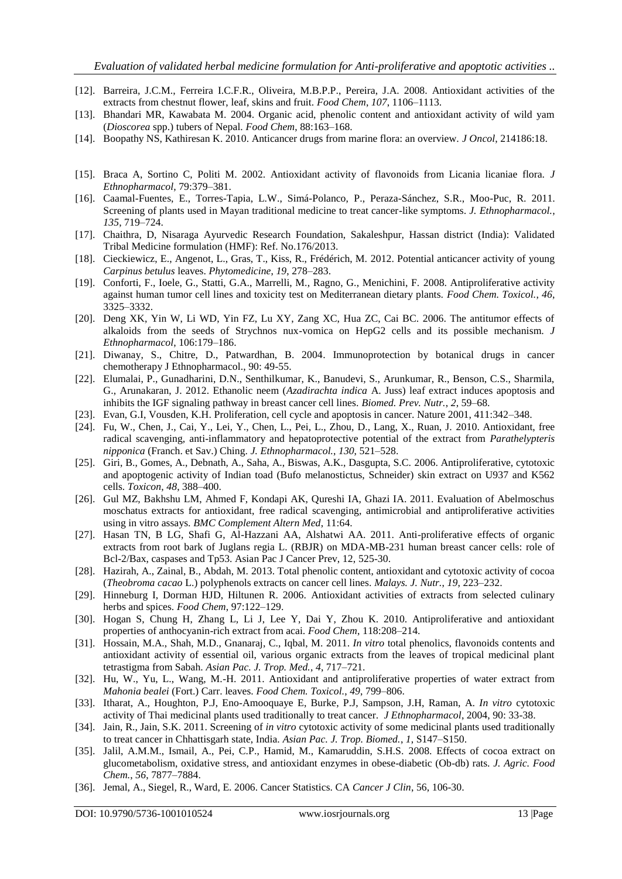[12]. Barreira, J.C.M., Ferreira I.C.F.R., Oliveira, M.B.P.P., Pereira, J.A. 2008. Antioxidant activities of the extracts from chestnut flower, leaf, skins and fruit. *Food Chem*, *107*, 1106–1113.

[13]. Bhandari MR, Kawabata M. 2004. Organic acid, phenolic content and antioxidant activity of wild yam (*Dioscorea* spp.) tubers of Nepal. *Food Chem*, 88:163–168.

[14]. Boopathy NS, Kathiresan K. 2010. Anticancer drugs from marine flora: an overview. *J Oncol*, 214186:18.

[15]. Braca A, Sortino C, Politi M. 2002. Antioxidant activity of flavonoids from Licania licaniae flora. *J Ethnopharmacol*, 79:379–381.

[16]. Caamal-Fuentes, E., Torres-Tapia, L.W., Simá-Polanco, P., Peraza-Sánchez, S.R., Moo-Puc, R. 2011. Screening of plants used in Mayan traditional medicine to treat cancer-like symptoms. *J. Ethnopharmacol.*, *135*, 719–724.

[17]. Chaithra, D, Nisaraga Ayurvedic Research Foundation, Sakaleshpur, Hassan district (India): Validated Tribal Medicine formulation (HMF): Ref. No.176/2013.

[18]. Cieckiewicz, E., Angenot, L., Gras, T., Kiss, R., Frédérich, M. 2012. Potential anticancer activity of young *Carpinus betulus* leaves. *Phytomedicine*, *19*, 278–283.

[19]. Conforti, F., Ioele, G., Statti, G.A., Marrelli, M., Ragno, G., Menichini, F. 2008. Antiproliferative activity against human tumor cell lines and toxicity test on Mediterranean dietary plants. *Food Chem. Toxicol.*, *46*, 3325–3332.

[20]. Deng XK, Yin W, Li WD, Yin FZ, Lu XY, Zang XC, Hua ZC, Cai BC. 2006. The antitumor effects of alkaloids from the seeds of Strychnos nux-vomica on HepG2 cells and its possible mechanism. *J Ethnopharmacol*, 106:179–186.

[21]. Diwanay, S., Chitre, D., Patwardhan, B. 2004. Immunoprotection by botanical drugs in cancer chemotherapy J Ethnopharmacol., 90: 49-55.

[22]. Elumalai, P., Gunadharini, D.N., Senthilkumar, K., Banudevi, S., Arunkumar, R., Benson, C.S., Sharmila, G., Arunakaran, J. 2012. Ethanolic neem (*Azadirachta indica* A. Juss) leaf extract induces apoptosis and inhibits the IGF signaling pathway in breast cancer cell lines. *Biomed. Prev. Nutr.*, *2*, 59–68.

[23]. Evan, G.I, Vousden, K.H. Proliferation, cell cycle and apoptosis in cancer. Nature 2001, 411:342–348.

[24]. Fu, W., Chen, J., Cai, Y., Lei, Y., Chen, L., Pei, L., Zhou, D., Lang, X., Ruan, J. 2010. Antioxidant, free radical scavenging, anti-inflammatory and hepatoprotective potential of the extract from *Parathelypteris nipponica* (Franch. et Sav.) Ching. *J. Ethnopharmacol.*, *130*, 521–528.

[25]. Giri, B., Gomes, A., Debnath, A., Saha, A., Biswas, A.K., Dasgupta, S.C. 2006. Antiproliferative, cytotoxic and apoptogenic activity of Indian toad (Bufo melanostictus, Schneider) skin extract on U937 and K562 cells. *Toxicon*, *48*, 388–400.

[26]. Gul MZ, Bakhshu LM, Ahmed F, Kondapi AK, Qureshi IA, Ghazi IA. 2011. Evaluation of Abelmoschus moschatus extracts for antioxidant, free radical scavenging, antimicrobial and antiproliferative activities using in vitro assays. *BMC Complement Altern Med*, 11:64.

[27]. Hasan TN, B LG, Shafi G, Al-Hazzani AA, Alshatwi AA. 2011. Anti-proliferative effects of organic extracts from root bark of Juglans regia L. (RBJR) on MDA-MB-231 human breast cancer cells: role of Bcl-2/Bax, caspases and Tp53. Asian Pac J Cancer Prev, 12, 525-30.

[28]. Hazirah, A., Zainal, B., Abdah, M. 2013. Total phenolic content, antioxidant and cytotoxic activity of cocoa (*Theobroma cacao* L.) polyphenols extracts on cancer cell lines. *Malays. J. Nutr.*, *19*, 223–232.

[29]. Hinneburg I, Dorman HJD, Hiltunen R. 2006. Antioxidant activities of extracts from selected culinary herbs and spices. *Food Chem*, 97:122–129.

[30]. Hogan S, Chung H, Zhang L, Li J, Lee Y, Dai Y, Zhou K. 2010. Antiproliferative and antioxidant properties of anthocyanin-rich extract from acai. *Food Chem*, 118:208–214.

[31]. Hossain, M.A., Shah, M.D., Gnanaraj, C., Iqbal, M. 2011. *In vitro* total phenolics, flavonoids contents and antioxidant activity of essential oil, various organic extracts from the leaves of tropical medicinal plant tetrastigma from Sabah. *Asian Pac. J. Trop. Med.*, *4*, 717–721.

[32]. Hu, W., Yu, L., Wang, M.-H. 2011. Antioxidant and antiproliferative properties of water extract from *Mahonia bealei* (Fort.) Carr. leaves. *Food Chem. Toxicol.*, *49*, 799–806.

[33]. Itharat, A., Houghton, P.J, Eno-Amooquaye E, Burke, P.J, Sampson, J.H, Raman, A. *In vitro* cytotoxic activity of Thai medicinal plants used traditionally to treat cancer. *J Ethnopharmacol*, 2004, 90: 33-38.

[34]. Jain, R., Jain, S.K. 2011. Screening of *in vitro* cytotoxic activity of some medicinal plants used traditionally to treat cancer in Chhattisgarh state, India. *Asian Pac. J. Trop. Biomed.*, *1*, S147–S150.

[35]. Jalil, A.M.M., Ismail, A., Pei, C.P., Hamid, M., Kamaruddin, S.H.S. 2008. Effects of cocoa extract on glucometabolism, oxidative stress, and antioxidant enzymes in obese-diabetic (Ob-db) rats. *J. Agric. Food Chem.*, *56*, 7877–7884.

[36]. Jemal, A., Siegel, R., Ward, E. 2006. Cancer Statistics. CA *Cancer J Clin*, 56, 106-30.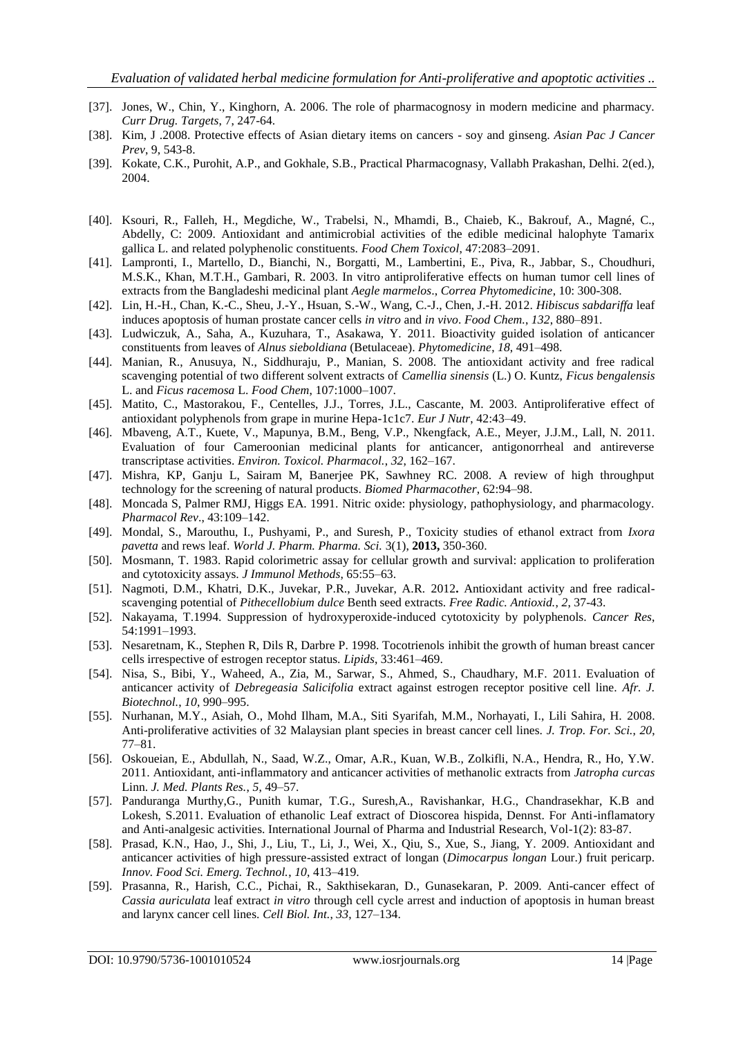[37]. Jones, W., Chin, Y., Kinghorn, A. 2006. The role of pharmacognosy in modern medicine and pharmacy. *Curr Drug. Targets*, 7, 247-64.

[38]. Kim, J .2008. Protective effects of Asian dietary items on cancers - soy and ginseng. *Asian Pac J Cancer Prev*, 9, 543-8.

[39]. Kokate, C.K., Purohit, A.P., and Gokhale, S.B., Practical Pharmacognasy, Vallabh Prakashan, Delhi. 2(ed.), 2004.

[40]. Ksouri, R., Falleh, H., Megdiche, W., Trabelsi, N., Mhamdi, B., Chaieb, K., Bakrouf, A., Magné, C., Abdelly, C: 2009. Antioxidant and antimicrobial activities of the edible medicinal halophyte Tamarix gallica L. and related polyphenolic constituents. *Food Chem Toxicol*, 47:2083–2091.

[41]. Lampronti, I., Martello, D., Bianchi, N., Borgatti, M., Lambertini, E., Piva, R., Jabbar, S., Choudhuri, M.S.K., Khan, M.T.H., Gambari, R. 2003. In vitro antiproliferative effects on human tumor cell lines of extracts from the Bangladeshi medicinal plant *Aegle marmelos*., *Correa Phytomedicine*, 10: 300-308.

[42]. Lin, H.-H., Chan, K.-C., Sheu, J.-Y., Hsuan, S.-W., Wang, C.-J., Chen, J.-H. 2012. *Hibiscus sabdariffa* leaf induces apoptosis of human prostate cancer cells *in vitro* and *in vivo*. *Food Chem.*, *132*, 880–891.

[43]. Ludwiczuk, A., Saha, A., Kuzuhara, T., Asakawa, Y. 2011. Bioactivity guided isolation of anticancer constituents from leaves of *Alnus sieboldiana* (Betulaceae). *Phytomedicine*, *18*, 491–498.

[44]. Manian, R., Anusuya, N., Siddhuraju, P., Manian, S. 2008. The antioxidant activity and free radical scavenging potential of two different solvent extracts of *Camellia sinensis* (L.) O. Kuntz, *Ficus bengalensis* L. and *Ficus racemosa* L. *Food Chem*, 107:1000–1007.

[45]. Matito, C., Mastorakou, F., Centelles, J.J., Torres, J.L., Cascante, M. 2003. Antiproliferative effect of antioxidant polyphenols from grape in murine Hepa-1c1c7. *Eur J Nutr*, 42:43–49.

[46]. Mbaveng, A.T., Kuete, V., Mapunya, B.M., Beng, V.P., Nkengfack, A.E., Meyer, J.J.M., Lall, N. 2011. Evaluation of four Cameroonian medicinal plants for anticancer, antigonorrheal and antireverse transcriptase activities. *Environ. Toxicol. Pharmacol.*, *32*, 162–167.

[47]. Mishra, KP, Ganju L, Sairam M, Banerjee PK, Sawhney RC. 2008. A review of high throughput technology for the screening of natural products. *Biomed Pharmacother*, 62:94–98.

[48]. Moncada S, Palmer RMJ, Higgs EA. 1991. Nitric oxide: physiology, pathophysiology, and pharmacology. *Pharmacol Rev*., 43:109–142.

[49]. Mondal, S., Marouthu, I., Pushyami, P., and Suresh, P., Toxicity studies of ethanol extract from *Ixora pavetta* and rews leaf. *World J. Pharm. Pharma. Sci.* 3(1), **2013,** 350-360.

[50]. Mosmann, T. 1983. Rapid colorimetric assay for cellular growth and survival: application to proliferation and cytotoxicity assays. *J Immunol Methods*, 65:55–63.

[51]. Nagmoti, D.M., Khatri, D.K., Juvekar, P.R., Juvekar, A.R. 2012**.** Antioxidant activity and free radical-scavenging potential of *Pithecellobium dulce* Benth seed extracts. *Free Radic. Antioxid.*, *2*, 37-43.

[52]. Nakayama, T.1994. Suppression of hydroxyperoxide-induced cytotoxicity by polyphenols. *Cancer Res*, 54:1991–1993.

[53]. Nesaretnam, K., Stephen R, Dils R, Darbre P. 1998. Tocotrienols inhibit the growth of human breast cancer cells irrespective of estrogen receptor status. *Lipids*, 33:461–469.

[54]. Nisa, S., Bibi, Y., Waheed, A., Zia, M., Sarwar, S., Ahmed, S., Chaudhary, M.F. 2011. Evaluation of anticancer activity of *Debregeasia Salicifolia* extract against estrogen receptor positive cell line. *Afr. J. Biotechnol.*, *10*, 990–995.

[55]. Nurhanan, M.Y., Asiah, O., Mohd Ilham, M.A., Siti Syarifah, M.M., Norhayati, I., Lili Sahira, H. 2008. Anti-proliferative activities of 32 Malaysian plant species in breast cancer cell lines. *J. Trop. For. Sci.*, *20*, 77–81.

[56]. Oskoueian, E., Abdullah, N., Saad, W.Z., Omar, A.R., Kuan, W.B., Zolkifli, N.A., Hendra, R., Ho, Y.W. 2011. Antioxidant, anti-inflammatory and anticancer activities of methanolic extracts from *Jatropha curcas* Linn. *J. Med. Plants Res.*, *5*, 49–57.

[57]. Panduranga Murthy,G., Punith kumar, T.G., Suresh,A., Ravishankar, H.G., Chandrasekhar, K.B and Lokesh, S.2011. Evaluation of ethanolic Leaf extract of Dioscorea hispida, Dennst. For Anti-inflamatory and Anti-analgesic activities. International Journal of Pharma and Industrial Research, Vol-1(2): 83-87.

[58]. Prasad, K.N., Hao, J., Shi, J., Liu, T., Li, J., Wei, X., Qiu, S., Xue, S., Jiang, Y. 2009. Antioxidant and anticancer activities of high pressure-assisted extract of longan (*Dimocarpus longan* Lour.) fruit pericarp. *Innov. Food Sci. Emerg. Technol.*, *10*, 413–419.

[59]. Prasanna, R., Harish, C.C., Pichai, R., Sakthisekaran, D., Gunasekaran, P. 2009. Anti-cancer effect of *Cassia auriculata* leaf extract *in vitro* through cell cycle arrest and induction of apoptosis in human breast and larynx cancer cell lines. *Cell Biol. Int.*, *33*, 127–134.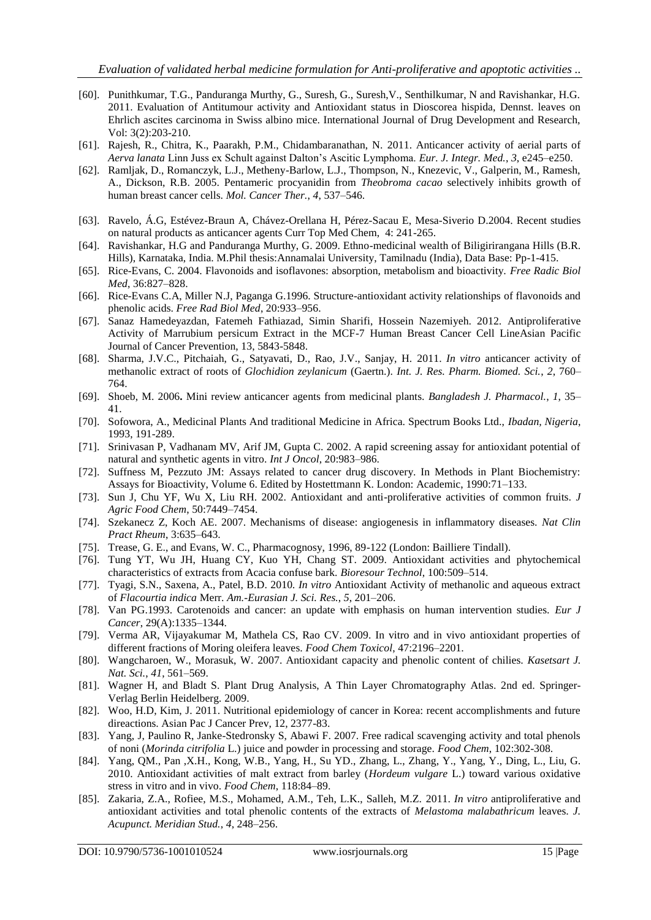- [60]. Punithkumar, T.G., Panduranga Murthy, G., Suresh, G., Suresh,V., Senthilkumar, N and Ravishankar, H.G. 2011. Evaluation of Antitumour activity and Antioxidant status in Dioscorea hispida, Dennst. leaves on Ehrlich ascites carcinoma in Swiss albino mice. International Journal of Drug Development and Research, Vol: 3(2):203-210.
- [61]. Rajesh, R., Chitra, K., Paarakh, P.M., Chidambaranathan, N. 2011. Anticancer activity of aerial parts of *Aerva lanata* Linn Juss ex Schult against Dalton's Ascitic Lymphoma. *Eur. J. Integr. Med.*, *3*, e245–e250.
- [62]. Ramljak, D., Romanczyk, L.J., Metheny-Barlow, L.J., Thompson, N., Knezevic, V., Galperin, M., Ramesh, A., Dickson, R.B. 2005. Pentameric procyanidin from *Theobroma cacao* selectively inhibits growth of human breast cancer cells. *Mol. Cancer Ther.*, *4*, 537–546.
- [63]. Ravelo, Á.G, Estévez-Braun A, Chávez-Orellana H, Pérez-Sacau E, Mesa-Siverio D.2004. Recent studies on natural products as anticancer agents Curr Top Med Chem, 4: 241-265.
- [64]. Ravishankar, H.G and Panduranga Murthy, G. 2009. Ethno-medicinal wealth of Biligirirangana Hills (B.R. Hills), Karnataka, India. M.Phil thesis:Annamalai University, Tamilnadu (India), Data Base: Pp-1-415.
- [65]. Rice-Evans, C. 2004. Flavonoids and isoflavones: absorption, metabolism and bioactivity. *Free Radic Biol Med*, 36:827–828.
- [66]. Rice-Evans C.A, Miller N.J, Paganga G.1996. Structure-antioxidant activity relationships of flavonoids and phenolic acids. *Free Rad Biol Med*, 20:933–956.
- [67]. Sanaz Hamedeyazdan, Fatemeh Fathiazad, Simin Sharifi, Hossein Nazemiyeh. 2012. Antiproliferative Activity of Marrubium persicum Extract in the MCF-7 Human Breast Cancer Cell LineAsian Pacific Journal of Cancer Prevention, 13, 5843-5848.
- [68]. Sharma, J.V.C., Pitchaiah, G., Satyavati, D., Rao, J.V., Sanjay, H. 2011. *In vitro* anticancer activity of methanolic extract of roots of *Glochidion zeylanicum* (Gaertn.). *Int. J. Res. Pharm. Biomed. Sci.*, *2*, 760–764.
- [69]. Shoeb, M. 2006**.** Mini review anticancer agents from medicinal plants. *Bangladesh J. Pharmacol.*, *1*, 35–41.
- [70]. Sofowora, A., Medicinal Plants And traditional Medicine in Africa. Spectrum Books Ltd., *Ibadan, Nigeria*, 1993, 191-289.
- [71]. Srinivasan P, Vadhanam MV, Arif JM, Gupta C. 2002. A rapid screening assay for antioxidant potential of natural and synthetic agents in vitro. *Int J Oncol*, 20:983–986.
- [72]. Suffness M, Pezzuto JM: Assays related to cancer drug discovery. In Methods in Plant Biochemistry: Assays for Bioactivity, Volume 6. Edited by Hostettmann K. London: Academic, 1990:71–133.
- [73]. Sun J, Chu YF, Wu X, Liu RH. 2002. Antioxidant and anti-proliferative activities of common fruits. *J Agric Food Chem*, 50:7449–7454.
- [74]. Szekanecz Z, Koch AE. 2007. Mechanisms of disease: angiogenesis in inflammatory diseases. *Nat Clin Pract Rheum*, 3:635–643.
- [75]. Trease, G. E., and Evans, W. C., Pharmacognosy, 1996, 89-122 (London: Bailliere Tindall).
- [76]. Tung YT, Wu JH, Huang CY, Kuo YH, Chang ST. 2009. Antioxidant activities and phytochemical characteristics of extracts from Acacia confuse bark. *Bioresour Technol*, 100:509–514.
- [77]. Tyagi, S.N., Saxena, A., Patel, B.D. 2010. *In vitro* Antioxidant Activity of methanolic and aqueous extract of *Flacourtia indica* Merr. *Am.-Eurasian J. Sci. Res.*, *5*, 201–206.
- [78]. Van PG.1993. Carotenoids and cancer: an update with emphasis on human intervention studies. *Eur J Cancer*, 29(A):1335–1344.
- [79]. Verma AR, Vijayakumar M, Mathela CS, Rao CV. 2009. In vitro and in vivo antioxidant properties of different fractions of Moring oleifera leaves. *Food Chem Toxicol*, 47:2196–2201.
- [80]. Wangcharoen, W., Morasuk, W. 2007. Antioxidant capacity and phenolic content of chilies. *Kasetsart J. Nat. Sci.*, *41*, 561–569.
- [81]. Wagner H, and Bladt S. Plant Drug Analysis, A Thin Layer Chromatography Atlas. 2nd ed. Springer-Verlag Berlin Heidelberg. 2009.
- [82]. Woo, H.D, Kim, J. 2011. Nutritional epidemiology of cancer in Korea: recent accomplishments and future direactions. Asian Pac J Cancer Prev, 12, 2377-83.
- [83]. Yang, J, Paulino R, Janke-Stedronsky S, Abawi F. 2007. Free radical scavenging activity and total phenols of noni (*Morinda citrifolia* L.) juice and powder in processing and storage. *Food Chem*, 102:302-308.
- [84]. Yang, QM., Pan ,X.H., Kong, W.B., Yang, H., Su YD., Zhang, L., Zhang, Y., Yang, Y., Ding, L., Liu, G. 2010. Antioxidant activities of malt extract from barley (*Hordeum vulgare* L.) toward various oxidative stress in vitro and in vivo. *Food Chem*, 118:84–89.
- [85]. Zakaria, Z.A., Rofiee, M.S., Mohamed, A.M., Teh, L.K., Salleh, M.Z. 2011. *In vitro* antiproliferative and antioxidant activities and total phenolic contents of the extracts of *Melastoma malabathricum* leaves. *J. Acupunct. Meridian Stud.*, *4*, 248–256.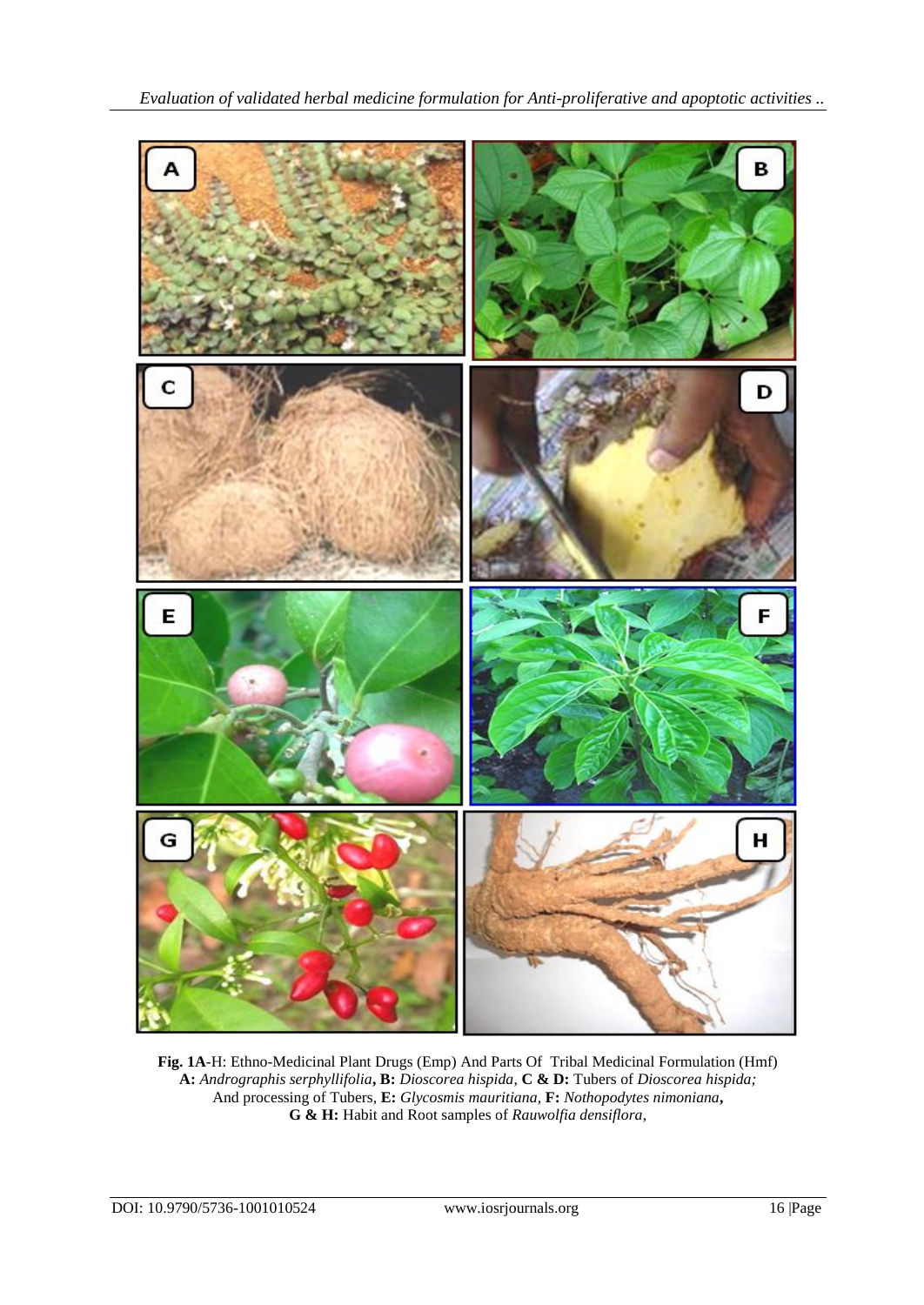**Fig. 1A**-H: Ethno-Medicinal Plant Drugs (Emp) And Parts Of Tribal Medicinal Formulation (Hmf)
**A:** *Andrographis serphyllifolia***, B:** *Dioscorea hispida*, **C & D:** Tubers of *Dioscorea hispida;*
And processing of Tubers, **E:** *Glycosmis mauritiana*, **F:** *Nothopodytes nimoniana***,**
**G & H:** Habit and Root samples of *Rauwolfia densiflora*,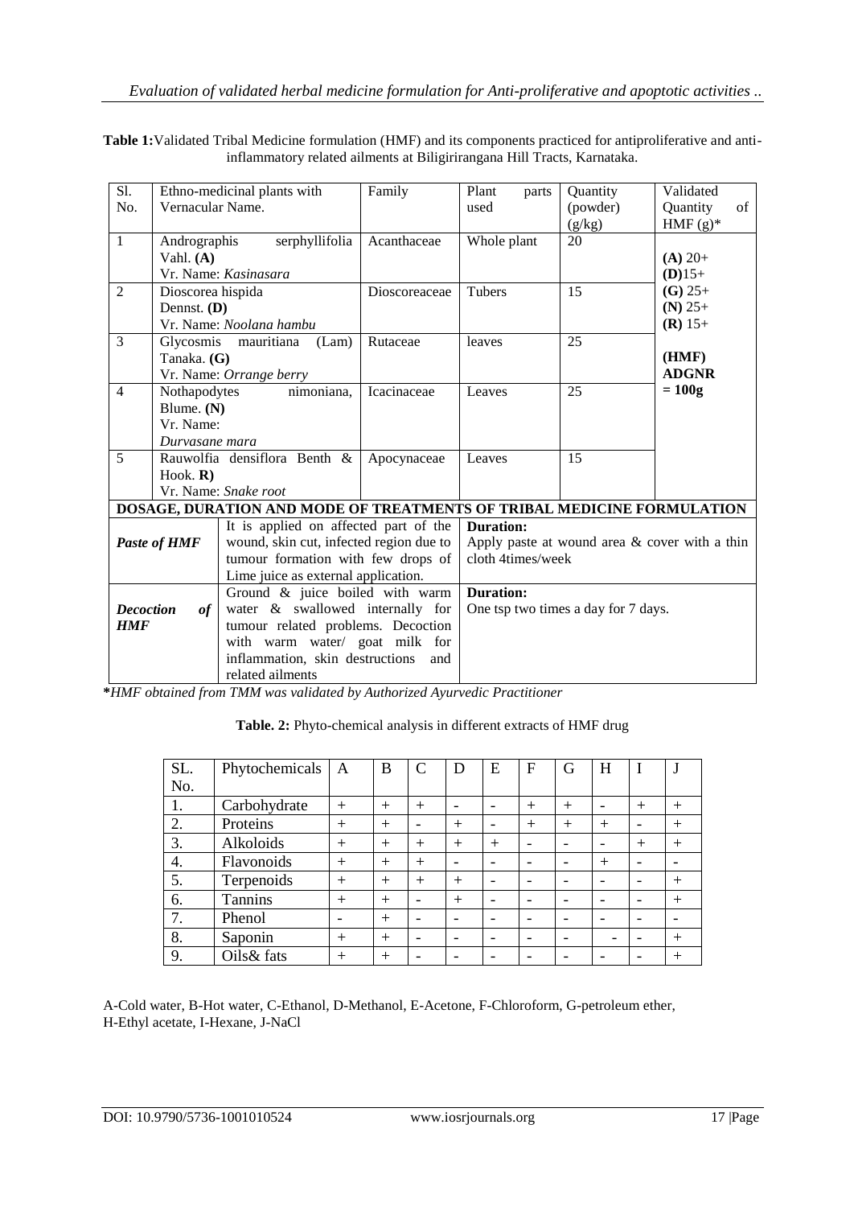**Table 1:** Validated Tribal Medicine formulation (HMF) and its components practiced for antiproliferative and anti-inflammatory related ailments at Biligirirangana Hill Tracts, Karnataka.

| Sl. No. | Ethno-medicinal plants with Vernacular Name. | Family | Plant parts used | Quantity (powder) (g/kg) | Validated Quantity of HMF (g)* |
|---|---|---|---|---|---|
| 1 | Andrographis serphyllifolia Vahl. **(A)** Vr. Name: *Kasinasara* | Acanthaceae | Whole plant | 20 | **(A)** 20+ **(D)** 15+ **(G)** 25+ **(N)** 25+ **(R)** 15+ **(HMF) ADGNR = 100g** |
| 2 | Dioscorea hispida Dennst. **(D)** Vr. Name: *Noolana hambu* | Dioscoreaceae | Tubers | 15 | |
| 3 | Glycosmis mauritiana (Lam) Tanaka. **(G)** Vr. Name: *Orrange berry* | Rutaceae | leaves | 25 | |
| 4 | Nothapodytes nimoniana, Blume. **(N)** Vr. Name: *Durvasane mara* | Icacinaceae | Leaves | 25 | |
| 5 | Rauwolfia densiflora Benth & Hook. **R)** Vr. Name: *Snake root* | Apocynaceae | Leaves | 15 | |
| **DOSAGE, DURATION AND MODE OF TREATMENTS OF TRIBAL MEDICINE FORMULATION** | | | | | |
| ***Paste of HMF*** | It is applied on affected part of the wound, skin cut, infected region due to tumour formation with few drops of Lime juice as external application. | | **Duration:** Apply paste at wound area & cover with a thin cloth 4times/week | | |
| ***Decoction of HMF*** | Ground & juice boiled with warm water & swallowed internally for tumour related problems. Decoction with warm water/ goat milk for inflammation, skin destructions and related ailments | | **Duration:** One tsp two times a day for 7 days. | | |

***HMF obtained from TMM was validated by Authorized Ayurvedic Practitioner***

**Table. 2:** Phyto-chemical analysis in different extracts of HMF drug

| SL. No. | Phytochemicals | A | B | C | D | E | F | G | H | I | J |
|---|---|---|---|---|---|---|---|---|---|---|---|
| 1. | Carbohydrate | + | + | + | - | - | + | + | - | + | + |
| 2. | Proteins | + | + | - | + | - | + | + | + | - | + |
| 3. | Alkoloids | + | + | + | + | + | - | - | - | + | + |
| 4. | Flavonoids | + | + | + | - | - | - | - | + | - | - |
| 5. | Terpenoids | + | + | + | + | - | - | - | - | - | + |
| 6. | Tannins | + | + | - | + | - | - | - | - | - | + |
| 7. | Phenol | - | + | - | - | - | - | - | - | - | - |
| 8. | Saponin | + | + | - | - | - | - | - | - | - | + |
| 9. | Oils& fats | + | + | - | - | - | - | - | - | - | + |

A-Cold water, B-Hot water, C-Ethanol, D-Methanol, E-Acetone, F-Chloroform, G-petroleum ether, H-Ethyl acetate, I-Hexane, J-NaCl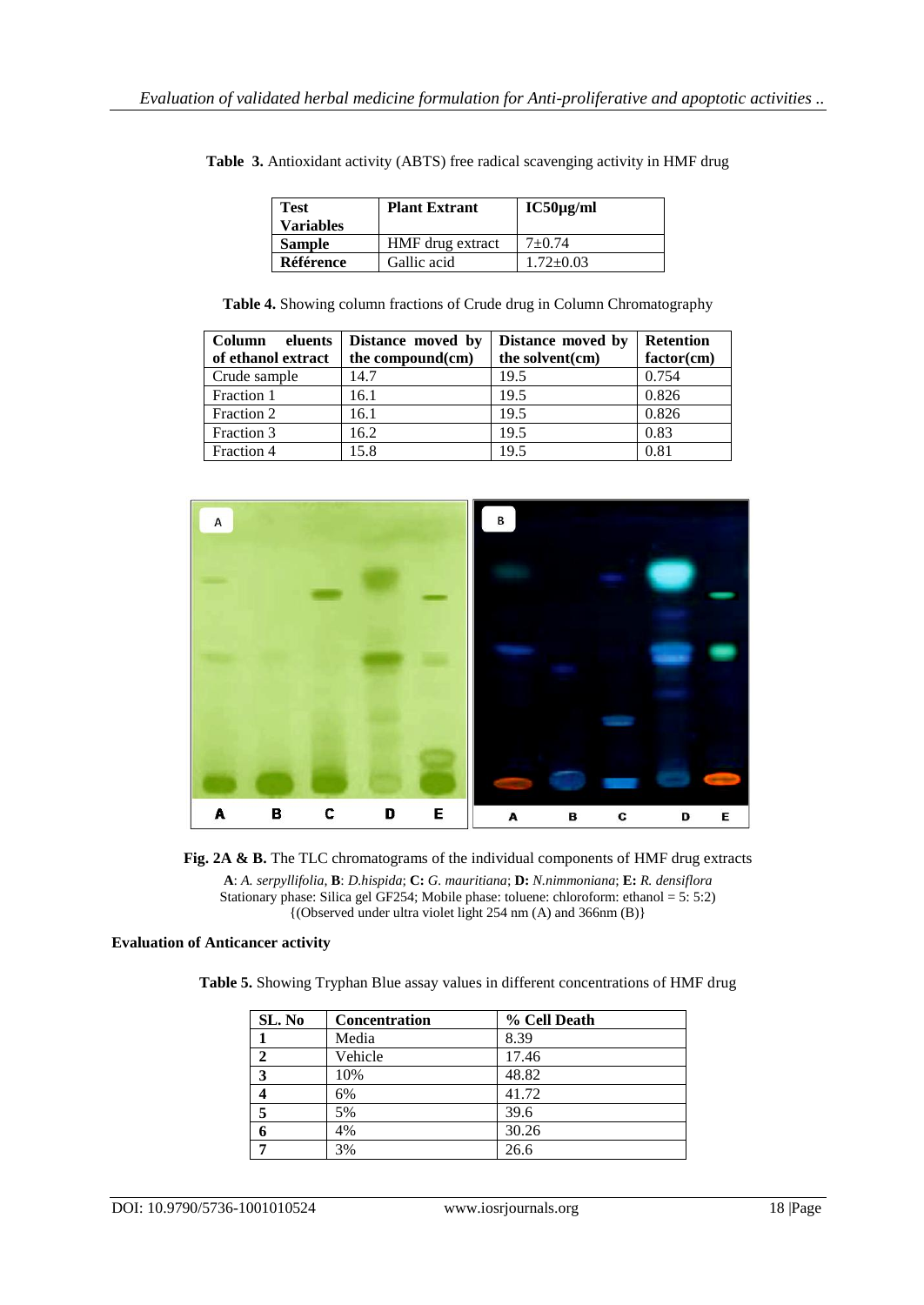**Table 3.** Antioxidant activity (ABTS) free radical scavenging activity in HMF drug

| Test Variables | Plant Extrant | IC50µg/ml |
|---|---|---|
| **Sample** | HMF drug extract | 7±0.74 |
| **Référence** | Gallic acid | 1.72±0.03 |

**Table 4.** Showing column fractions of Crude drug in Column Chromatography

| Column eluents of ethanol extract | Distance moved by the compound(cm) | Distance moved by the solvent(cm) | Retention factor(cm) |
|---|---|---|---|
| Crude sample | 14.7 | 19.5 | 0.754 |
| Fraction 1 | 16.1 | 19.5 | 0.826 |
| Fraction 2 | 16.1 | 19.5 | 0.826 |
| Fraction 3 | 16.2 | 19.5 | 0.83 |
| Fraction 4 | 15.8 | 19.5 | 0.81 |

**Fig. 2A & B.** The TLC chromatograms of the individual components of HMF drug extracts

**A**: *A. serpyllifolia*, **B**: *D.hispida*; **C:** *G. mauritiana*; **D:** *N.nimmoniana*; **E:** *R. densiflora*
Stationary phase: Silica gel GF254; Mobile phase: toluene: chloroform: ethanol = 5: 5:2)
{(Observed under ultra violet light 254 nm (A) and 366nm (B)}

**Evaluation of Anticancer activity**

**Table 5.** Showing Tryphan Blue assay values in different concentrations of HMF drug

| SL. No | Concentration | % Cell Death |
|---|---|---|
| **1** | Media | 8.39 |
| **2** | Vehicle | 17.46 |
| **3** | 10% | 48.82 |
| **4** | 6% | 41.72 |
| **5** | 5% | 39.6 |
| **6** | 4% | 30.26 |
| **7** | 3% | 26.6 |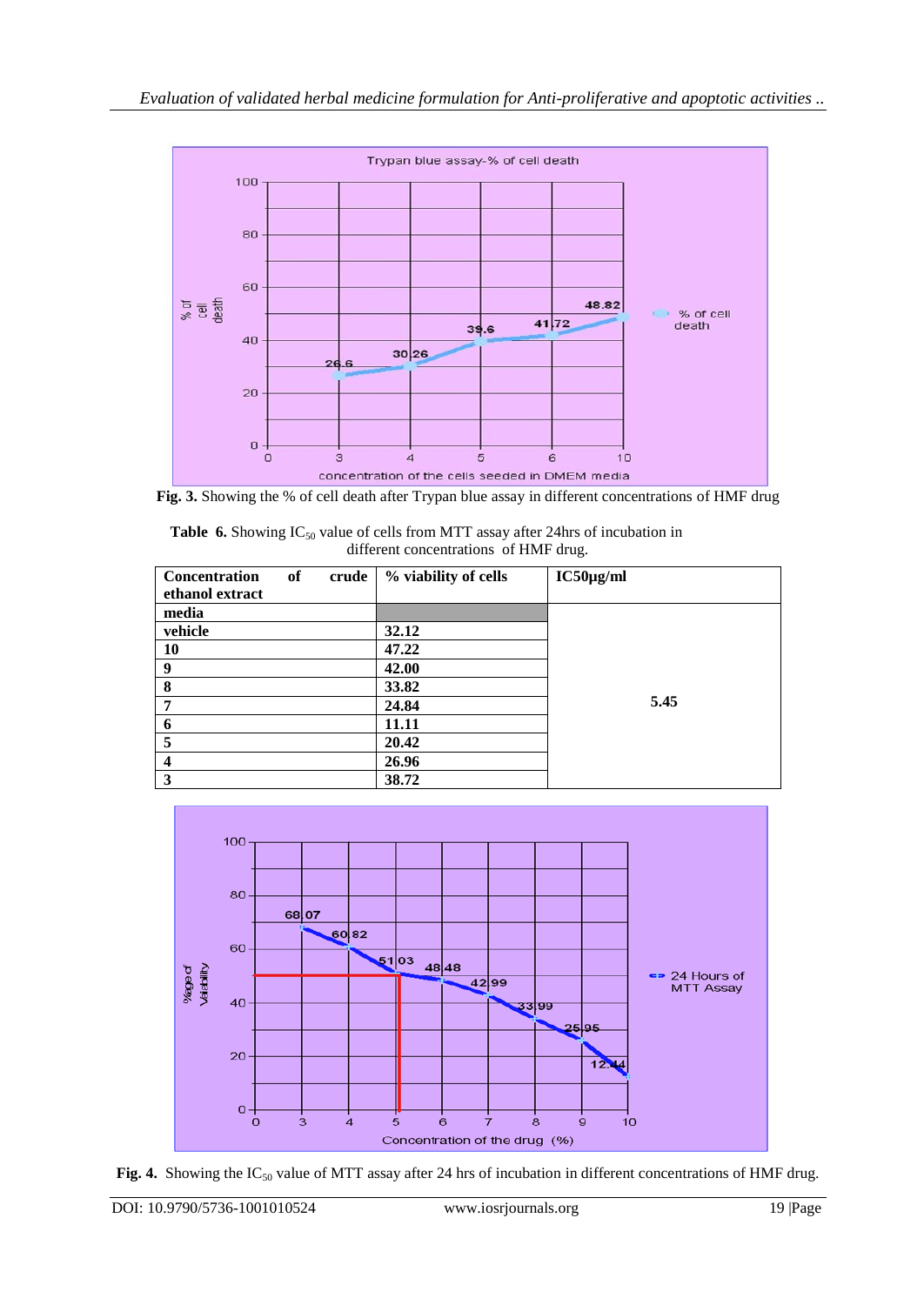**Fig. 3.** Showing the % of cell death after Trypan blue assay in different concentrations of HMF drug

**Table 6.** Showing $IC_{50}$ value of cells from MTT assay after 24hrs of incubation in different concentrations of HMF drug.

| Concentration of crude ethanol extract | % viability of cells | IC50µg/ml |
|---|---|---|
| **media** | | |
| **vehicle** | **32.12** | |
| **10** | **47.22** | |
| **9** | **42.00** | |
| **8** | **33.82** | |
| **7** | **24.84** | **5.45** |
| **6** | **11.11** | |
| **5** | **20.42** | |
| **4** | **26.96** | |
| **3** | **38.72** | |

**Fig. 4.** Showing the $IC_{50}$ value of MTT assay after 24 hrs of incubation in different concentrations of HMF drug.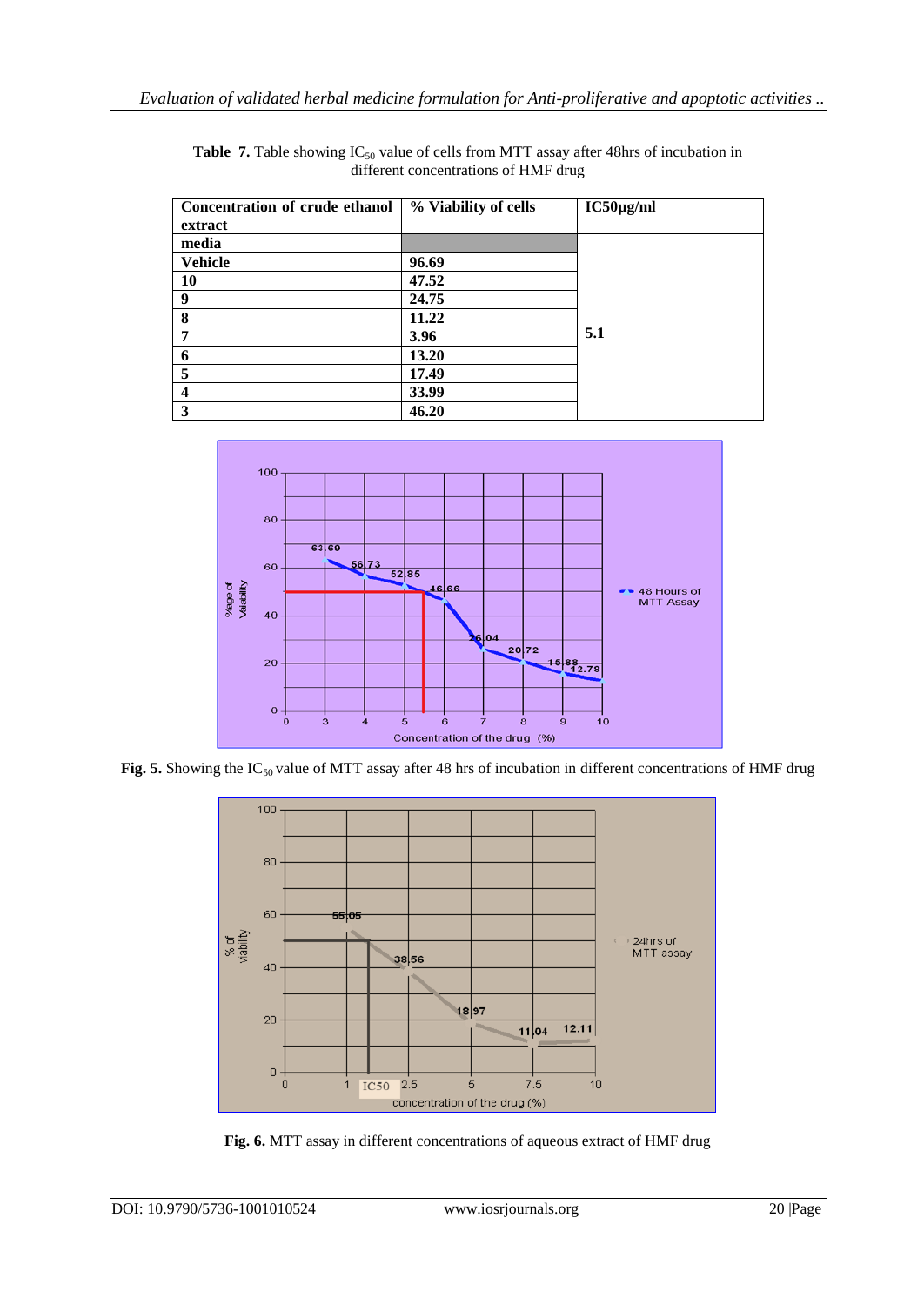**Table 7.** Table showing $IC_{50}$ value of cells from MTT assay after 48hrs of incubation in different concentrations of HMF drug

| Concentration of crude ethanol extract | % Viability of cells | IC50µg/ml |
|---|---|---|
| media | | |
| Vehicle | 96.69 | |
| 10 | 47.52 | |
| 9 | 24.75 | |
| 8 | 11.22 | |
| 7 | 3.96 | 5.1 |
| 6 | 13.20 | |
| 5 | 17.49 | |
| 4 | 33.99 | |
| 3 | 46.20 | |

**Fig. 5.** Showing the $IC_{50}$ value of MTT assay after 48 hrs of incubation in different concentrations of HMF drug

**Fig. 6.** MTT assay in different concentrations of aqueous extract of HMF drug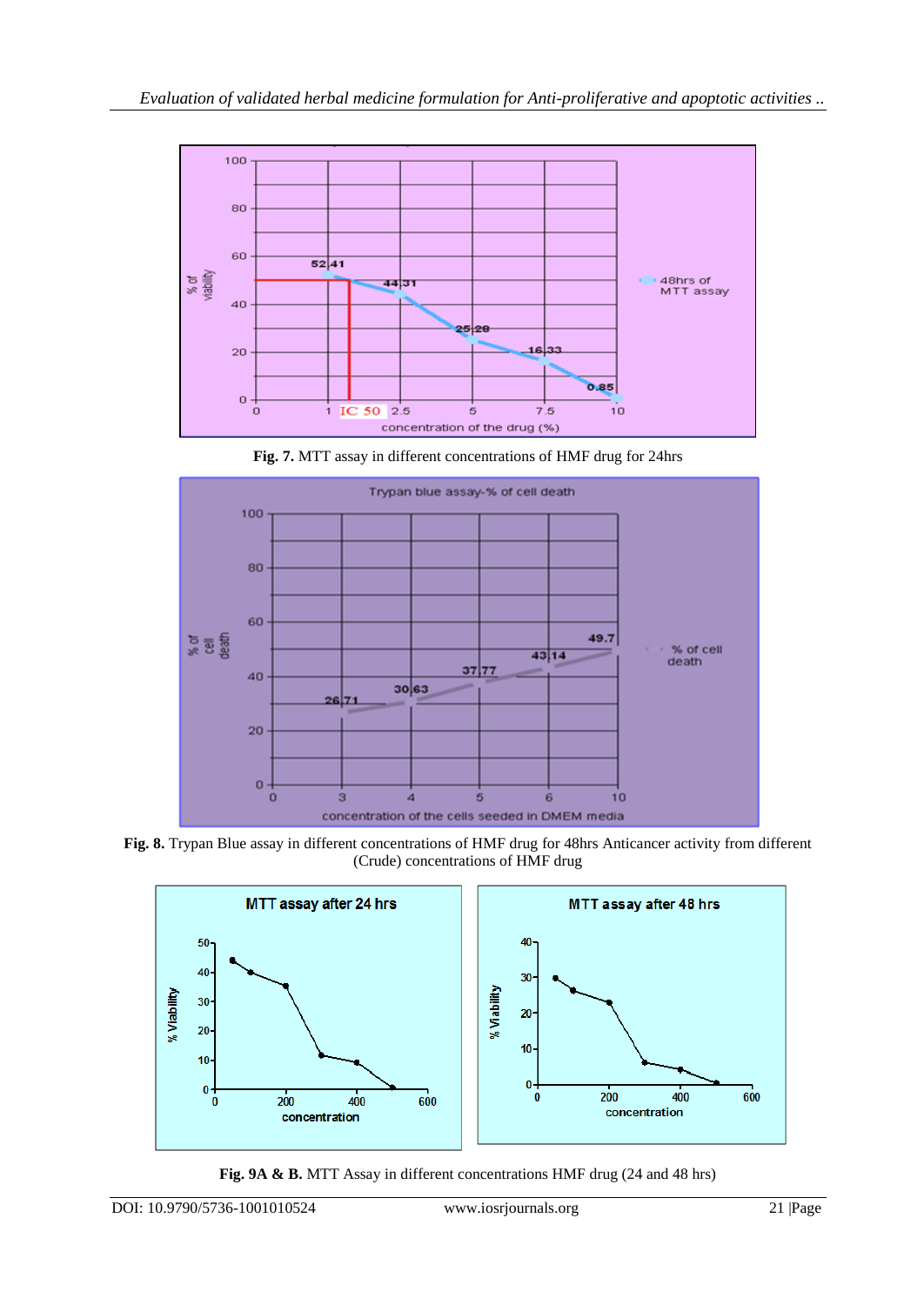**Fig. 7.** MTT assay in different concentrations of HMF drug for 24hrs

**Fig. 8.** Trypan Blue assay in different concentrations of HMF drug for 48hrs Anticancer activity from different (Crude) concentrations of HMF drug

**Fig. 9A & B.** MTT Assay in different concentrations HMF drug (24 and 48 hrs)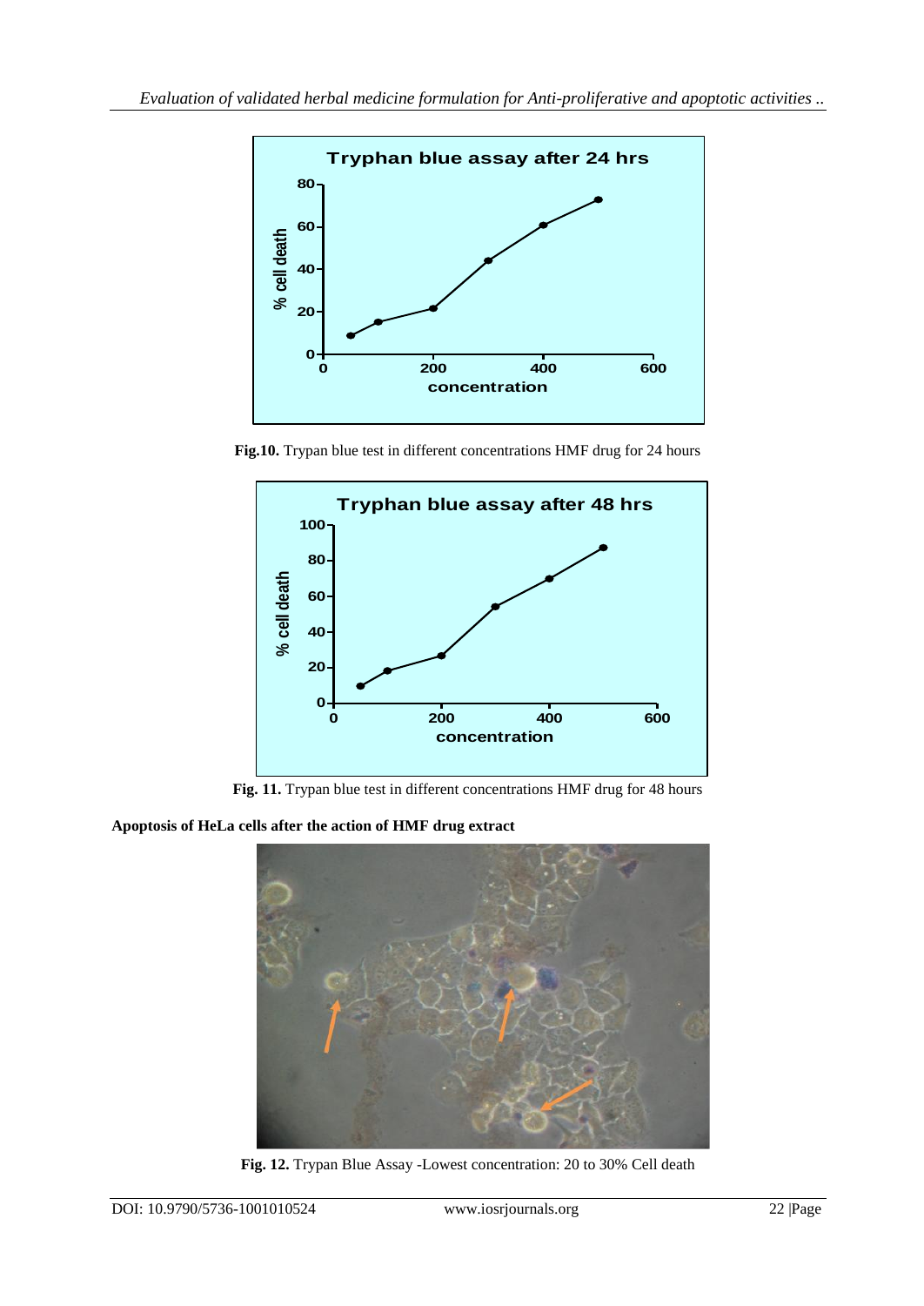**Fig.10.** Trypan blue test in different concentrations HMF drug for 24 hours

**Fig. 11.** Trypan blue test in different concentrations HMF drug for 48 hours

**Apoptosis of HeLa cells after the action of HMF drug extract**

**Fig. 12.** Trypan Blue Assay -Lowest concentration: 20 to 30% Cell death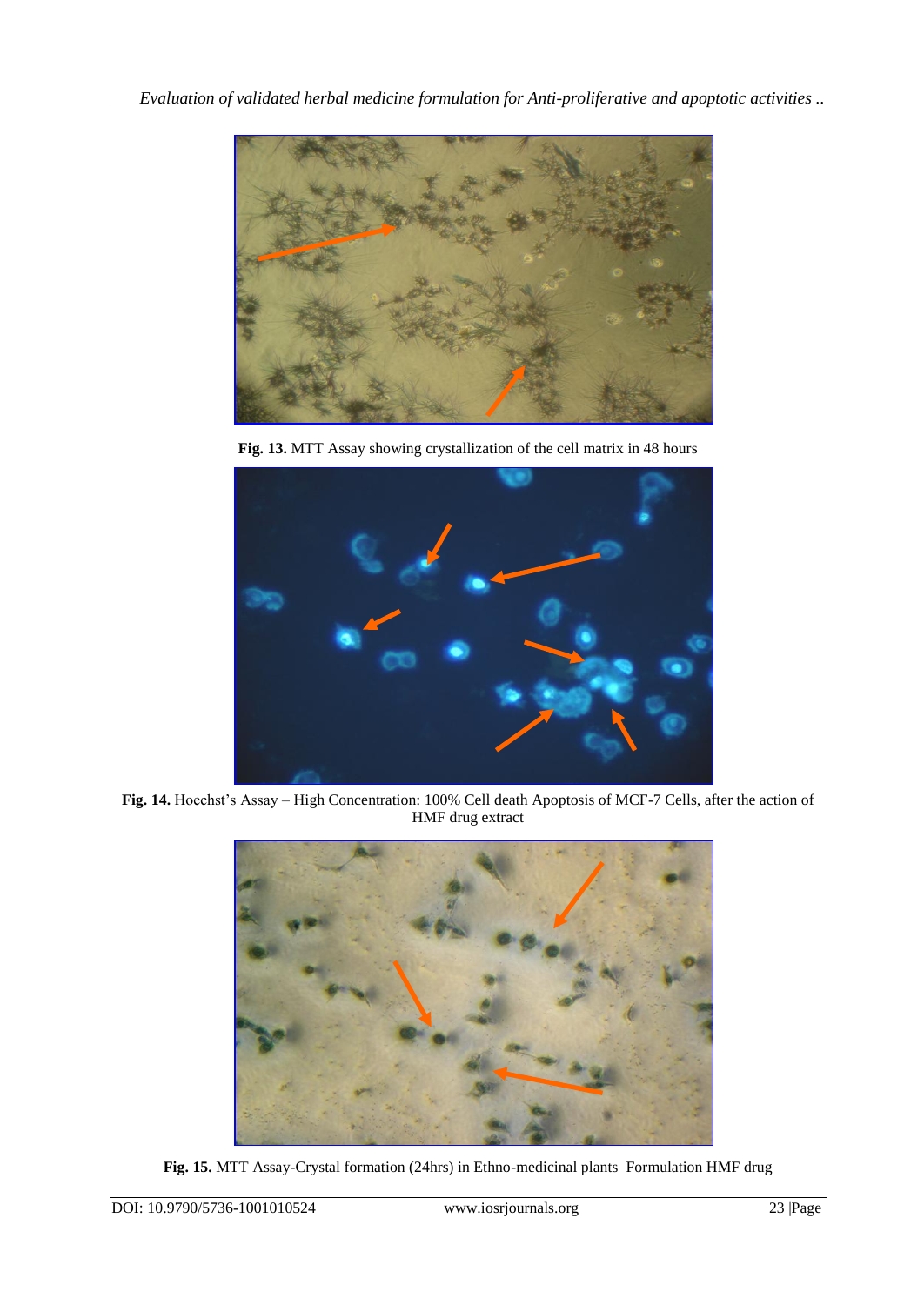**Fig. 13.** MTT Assay showing crystallization of the cell matrix in 48 hours

**Fig. 14.** Hoechst's Assay – High Concentration: 100% Cell death Apoptosis of MCF-7 Cells, after the action of HMF drug extract

**Fig. 15.** MTT Assay-Crystal formation (24hrs) in Ethno-medicinal plants Formulation HMF drug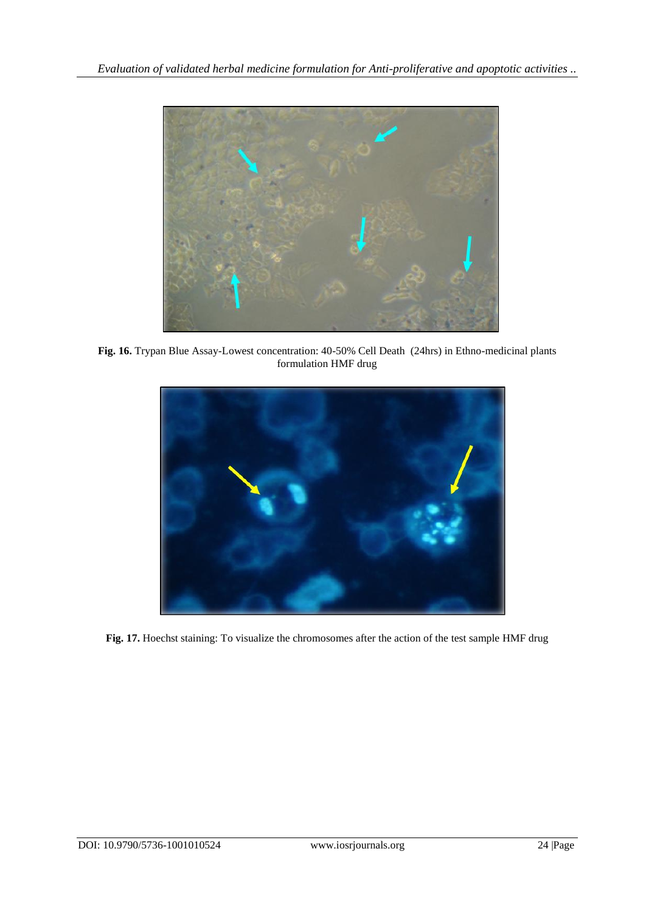**Fig. 16.** Trypan Blue Assay-Lowest concentration: 40-50% Cell Death (24hrs) in Ethno-medicinal plants formulation HMF drug

**Fig. 17.** Hoechst staining: To visualize the chromosomes after the action of the test sample HMF drug